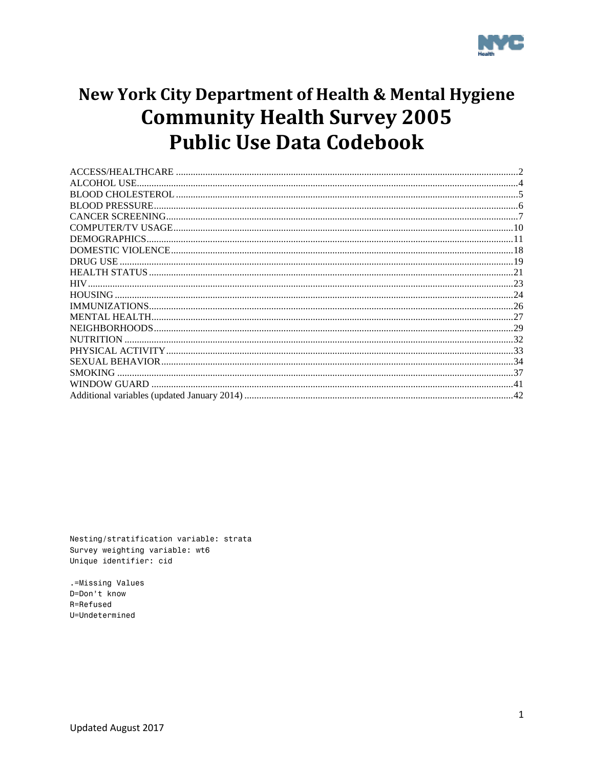# New York City Department of Health & Mental Hygiene
# Community Health Survey 2005
# Public Use Data Codebook

| Section | Page |
|---|---|
| ACCESS/HEALTHCARE | 2 |
| ALCOHOL USE | 4 |
| BLOOD CHOLESTEROL | 5 |
| BLOOD PRESSURE | 6 |
| CANCER SCREENING | 7 |
| COMPUTER/TV USAGE | 10 |
| DEMOGRAPHICS | 11 |
| DOMESTIC VIOLENCE | 18 |
| DRUG USE | 19 |
| HEALTH STATUS | 21 |
| HIV | 23 |
| HOUSING | 24 |
| IMMUNIZATIONS | 26 |
| MENTAL HEALTH | 27 |
| NEIGHBORHOODS | 29 |
| NUTRITION | 32 |
| PHYSICAL ACTIVITY | 33 |
| SEXUAL BEHAVIOR | 34 |
| SMOKING | 37 |
| WINDOW GUARD | 41 |
| Additional variables (updated January 2014) | 42 |

```
Nesting/stratification variable: strata
Survey weighting variable: wt6
Unique identifier: cid

.=Missing Values
D=Don't know
R=Refused
U=Undetermined
```

Updated August 2017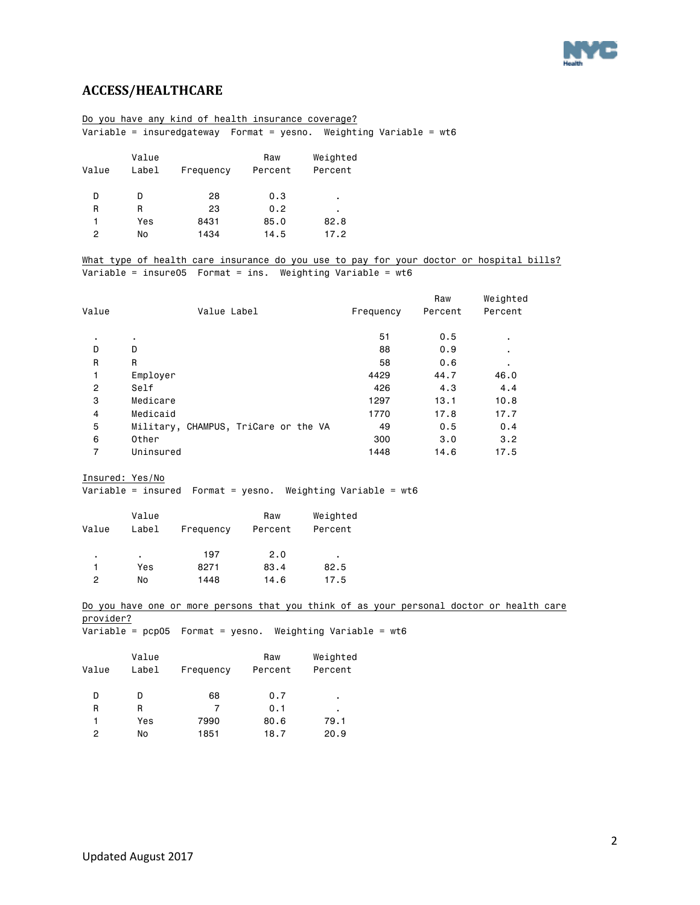## ACCESS/HEALTHCARE

Do you have any kind of health insurance coverage?

Variable = insuredgateway Format = yesno. Weighting Variable = wt6

| Value | Value Label | Frequency | Raw Percent | Weighted Percent |
|---|---|---|---|---|
| D | D | 28 | 0.3 | . |
| R | R | 23 | 0.2 | . |
| 1 | Yes | 8431 | 85.0 | 82.8 |
| 2 | No | 1434 | 14.5 | 17.2 |

What type of health care insurance do you use to pay for your doctor or hospital bills?

Variable = insure05 Format = ins. Weighting Variable = wt6

| Value | Value Label | Frequency | Raw Percent | Weighted Percent |
|---|---|---|---|---|
| . | . | 51 | 0.5 | . |
| D | D | 88 | 0.9 | . |
| R | R | 58 | 0.6 | . |
| 1 | Employer | 4429 | 44.7 | 46.0 |
| 2 | Self | 426 | 4.3 | 4.4 |
| 3 | Medicare | 1297 | 13.1 | 10.8 |
| 4 | Medicaid | 1770 | 17.8 | 17.7 |
| 5 | Military, CHAMPUS, TriCare or the VA | 49 | 0.5 | 0.4 |
| 6 | Other | 300 | 3.0 | 3.2 |
| 7 | Uninsured | 1448 | 14.6 | 17.5 |

Insured: Yes/No

Variable = insured Format = yesno. Weighting Variable = wt6

| Value | Value Label | Frequency | Raw Percent | Weighted Percent |
|---|---|---|---|---|
| . | . | 197 | 2.0 | . |
| 1 | Yes | 8271 | 83.4 | 82.5 |
| 2 | No | 1448 | 14.6 | 17.5 |

Do you have one or more persons that you think of as your personal doctor or health care provider?

Variable = pcp05 Format = yesno. Weighting Variable = wt6

| Value | Value Label | Frequency | Raw Percent | Weighted Percent |
|---|---|---|---|---|
| D | D | 68 | 0.7 | . |
| R | R | 7 | 0.1 | . |
| 1 | Yes | 7990 | 80.6 | 79.1 |
| 2 | No | 1851 | 18.7 | 20.9 |

Updated August 2017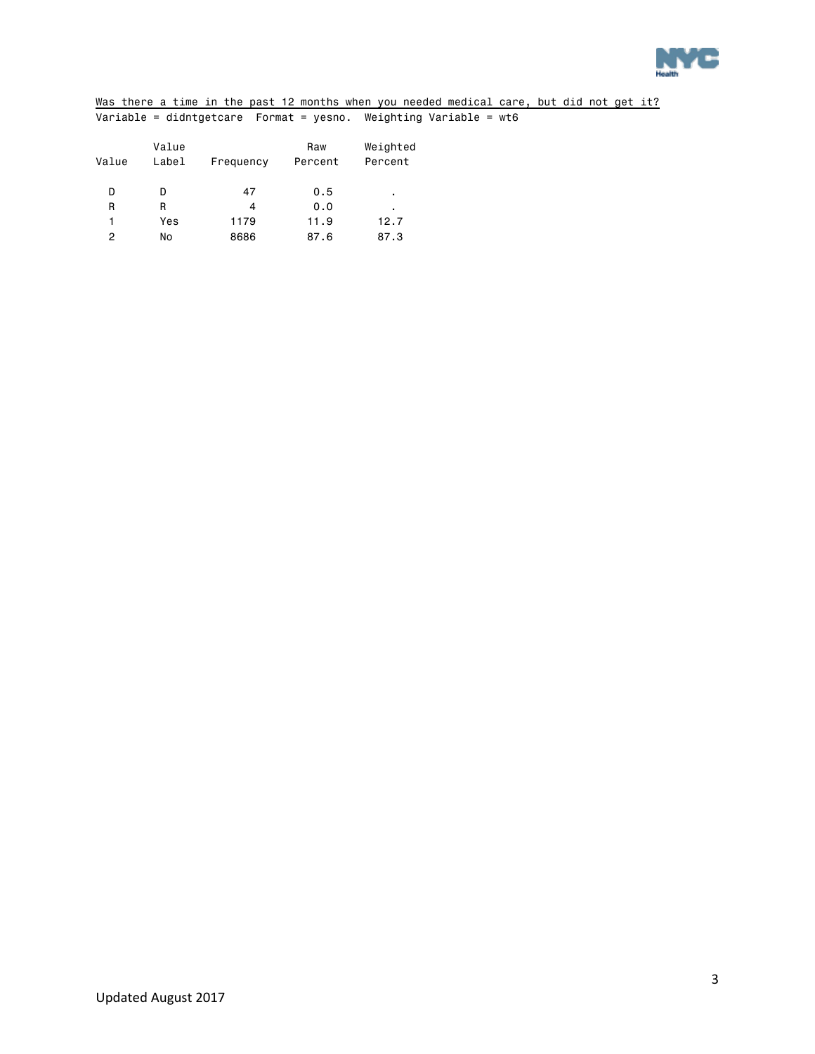Was there a time in the past 12 months when you needed medical care, but did not get it?

Variable = didntgetcare  Format = yesno.  Weighting Variable = wt6

| Value | Value Label | Frequency | Raw Percent | Weighted Percent |
|---|---|---|---|---|
| D | D | 47 | 0.5 | . |
| R | R | 4 | 0.0 | . |
| 1 | Yes | 1179 | 11.9 | 12.7 |
| 2 | No | 8686 | 87.6 | 87.3 |

Updated August 2017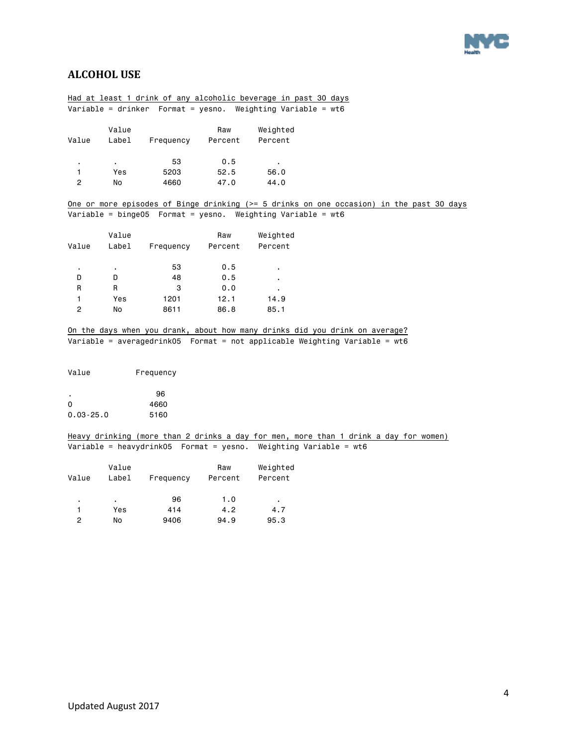## ALCOHOL USE

Had at least 1 drink of any alcoholic beverage in past 30 days

Variable = drinker Format = yesno. Weighting Variable = wt6

| Value | Value Label | Frequency | Raw Percent | Weighted Percent |
|---|---|---|---|---|
| . | . | 53 | 0.5 | . |
| 1 | Yes | 5203 | 52.5 | 56.0 |
| 2 | No | 4660 | 47.0 | 44.0 |

One or more episodes of Binge drinking (>= 5 drinks on one occasion) in the past 30 days

Variable = binge05 Format = yesno. Weighting Variable = wt6

| Value | Value Label | Frequency | Raw Percent | Weighted Percent |
|---|---|---|---|---|
| . | . | 53 | 0.5 | . |
| D | D | 48 | 0.5 | . |
| R | R | 3 | 0.0 | . |
| 1 | Yes | 1201 | 12.1 | 14.9 |
| 2 | No | 8611 | 86.8 | 85.1 |

On the days when you drank, about how many drinks did you drink on average?

Variable = averagedrink05 Format = not applicable Weighting Variable = wt6

| Value | Frequency |
|---|---|
| . | 96 |
| 0 | 4660 |
| 0.03-25.0 | 5160 |

Heavy drinking (more than 2 drinks a day for men, more than 1 drink a day for women)

Variable = heavydrink05 Format = yesno. Weighting Variable = wt6

| Value | Value Label | Frequency | Raw Percent | Weighted Percent |
|---|---|---|---|---|
| . | . | 96 | 1.0 | . |
| 1 | Yes | 414 | 4.2 | 4.7 |
| 2 | No | 9406 | 94.9 | 95.3 |

Updated August 2017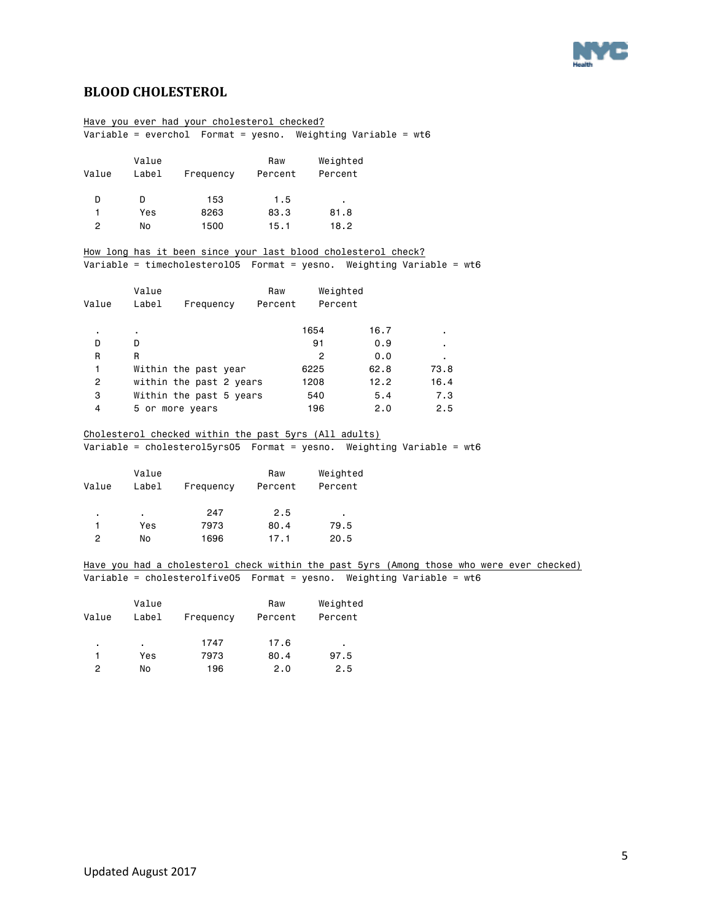## BLOOD CHOLESTEROL

Have you ever had your cholesterol checked?
Variable = everchol Format = yesno. Weighting Variable = wt6

| Value | Value Label | Frequency | Raw Percent | Weighted Percent |
|---|---|---|---|---|
| D | D | 153 | 1.5 | . |
| 1 | Yes | 8263 | 83.3 | 81.8 |
| 2 | No | 1500 | 15.1 | 18.2 |

How long has it been since your last blood cholesterol check?
Variable = timecholesterol05 Format = yesno. Weighting Variable = wt6

| Value | Value Label | Frequency | Raw Percent | Weighted Percent |
|---|---|---|---|---|
| . | . | 1654 | 16.7 | . |
| D | D | 91 | 0.9 | . |
| R | R | 2 | 0.0 | . |
| 1 | Within the past year | 6225 | 62.8 | 73.8 |
| 2 | within the past 2 years | 1208 | 12.2 | 16.4 |
| 3 | Within the past 5 years | 540 | 5.4 | 7.3 |
| 4 | 5 or more years | 196 | 2.0 | 2.5 |

Cholesterol checked within the past 5yrs (All adults)
Variable = cholesterol5yrs05 Format = yesno. Weighting Variable = wt6

| Value | Value Label | Frequency | Raw Percent | Weighted Percent |
|---|---|---|---|---|
| . | . | 247 | 2.5 | . |
| 1 | Yes | 7973 | 80.4 | 79.5 |
| 2 | No | 1696 | 17.1 | 20.5 |

Have you had a cholesterol check within the past 5yrs (Among those who were ever checked)
Variable = cholesterolfive05 Format = yesno. Weighting Variable = wt6

| Value | Value Label | Frequency | Raw Percent | Weighted Percent |
|---|---|---|---|---|
| . | . | 1747 | 17.6 | . |
| 1 | Yes | 7973 | 80.4 | 97.5 |
| 2 | No | 196 | 2.0 | 2.5 |

Updated August 2017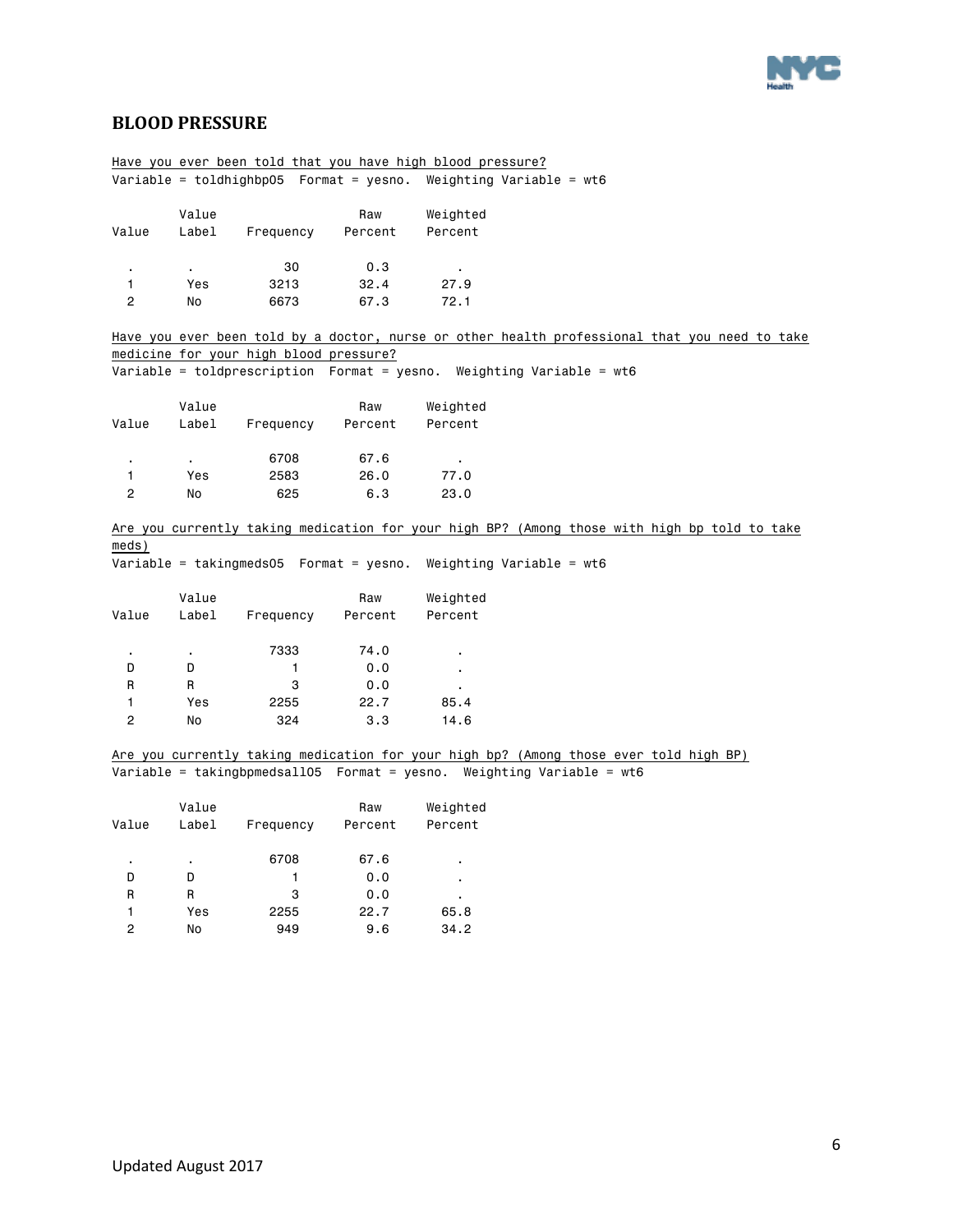## BLOOD PRESSURE

Have you ever been told that you have high blood pressure?

Variable = toldhighbp05 Format = yesno. Weighting Variable = wt6

| Value | Value Label | Frequency | Raw Percent | Weighted Percent |
|---|---|---|---|---|
| . | . | 30 | 0.3 | . |
| 1 | Yes | 3213 | 32.4 | 27.9 |
| 2 | No | 6673 | 67.3 | 72.1 |

Have you ever been told by a doctor, nurse or other health professional that you need to take medicine for your high blood pressure?

Variable = toldprescription Format = yesno. Weighting Variable = wt6

| Value | Value Label | Frequency | Raw Percent | Weighted Percent |
|---|---|---|---|---|
| . | . | 6708 | 67.6 | . |
| 1 | Yes | 2583 | 26.0 | 77.0 |
| 2 | No | 625 | 6.3 | 23.0 |

Are you currently taking medication for your high BP? (Among those with high bp told to take meds)

Variable = takingmeds05 Format = yesno. Weighting Variable = wt6

| Value | Value Label | Frequency | Raw Percent | Weighted Percent |
|---|---|---|---|---|
| . | . | 7333 | 74.0 | . |
| D | D | 1 | 0.0 | . |
| R | R | 3 | 0.0 | . |
| 1 | Yes | 2255 | 22.7 | 85.4 |
| 2 | No | 324 | 3.3 | 14.6 |

Are you currently taking medication for your high bp? (Among those ever told high BP)

Variable = takingbpmedsall05 Format = yesno. Weighting Variable = wt6

| Value | Value Label | Frequency | Raw Percent | Weighted Percent |
|---|---|---|---|---|
| . | . | 6708 | 67.6 | . |
| D | D | 1 | 0.0 | . |
| R | R | 3 | 0.0 | . |
| 1 | Yes | 2255 | 22.7 | 65.8 |
| 2 | No | 949 | 9.6 | 34.2 |

Updated August 2017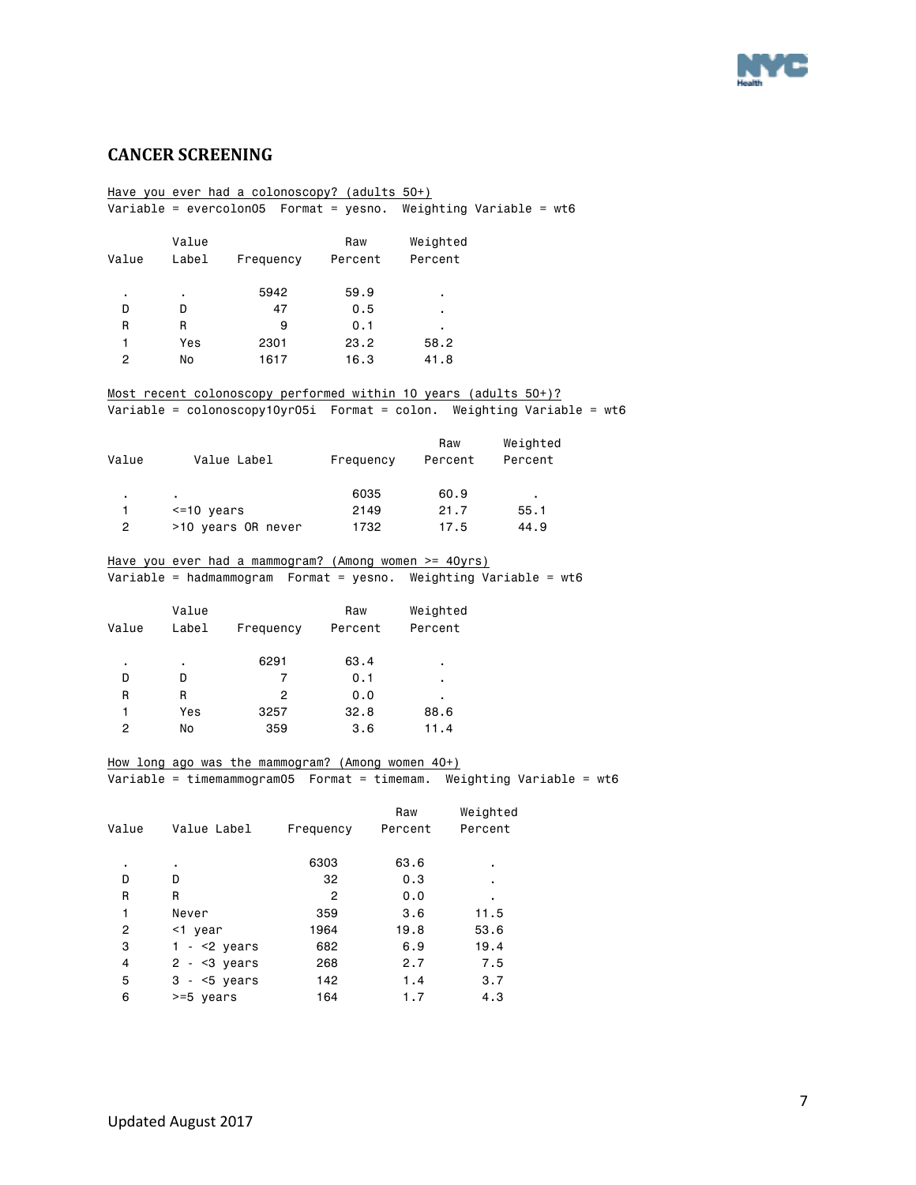## CANCER SCREENING

Have you ever had a colonoscopy? (adults 50+)
Variable = evercolon05 Format = yesno. Weighting Variable = wt6

| Value | Value Label | Frequency | Raw Percent | Weighted Percent |
|---|---|---|---|---|
| . | . | 5942 | 59.9 | . |
| D | D | 47 | 0.5 | . |
| R | R | 9 | 0.1 | . |
| 1 | Yes | 2301 | 23.2 | 58.2 |
| 2 | No | 1617 | 16.3 | 41.8 |

Most recent colonoscopy performed within 10 years (adults 50+)?
Variable = colonoscopy10yr05i Format = colon. Weighting Variable = wt6

| Value | Value Label | Frequency | Raw Percent | Weighted Percent |
|---|---|---|---|---|
| . | . | 6035 | 60.9 | . |
| 1 | <=10 years | 2149 | 21.7 | 55.1 |
| 2 | >10 years OR never | 1732 | 17.5 | 44.9 |

Have you ever had a mammogram? (Among women >= 40yrs)
Variable = hadmammogram Format = yesno. Weighting Variable = wt6

| Value | Value Label | Frequency | Raw Percent | Weighted Percent |
|---|---|---|---|---|
| . | . | 6291 | 63.4 | . |
| D | D | 7 | 0.1 | . |
| R | R | 2 | 0.0 | . |
| 1 | Yes | 3257 | 32.8 | 88.6 |
| 2 | No | 359 | 3.6 | 11.4 |

How long ago was the mammogram? (Among women 40+)
Variable = timemammogram05 Format = timemam. Weighting Variable = wt6

| Value | Value Label | Frequency | Raw Percent | Weighted Percent |
|---|---|---|---|---|
| . | . | 6303 | 63.6 | . |
| D | D | 32 | 0.3 | . |
| R | R | 2 | 0.0 | . |
| 1 | Never | 359 | 3.6 | 11.5 |
| 2 | <1 year | 1964 | 19.8 | 53.6 |
| 3 | 1 - <2 years | 682 | 6.9 | 19.4 |
| 4 | 2 - <3 years | 268 | 2.7 | 7.5 |
| 5 | 3 - <5 years | 142 | 1.4 | 3.7 |
| 6 | >=5 years | 164 | 1.7 | 4.3 |

Updated August 2017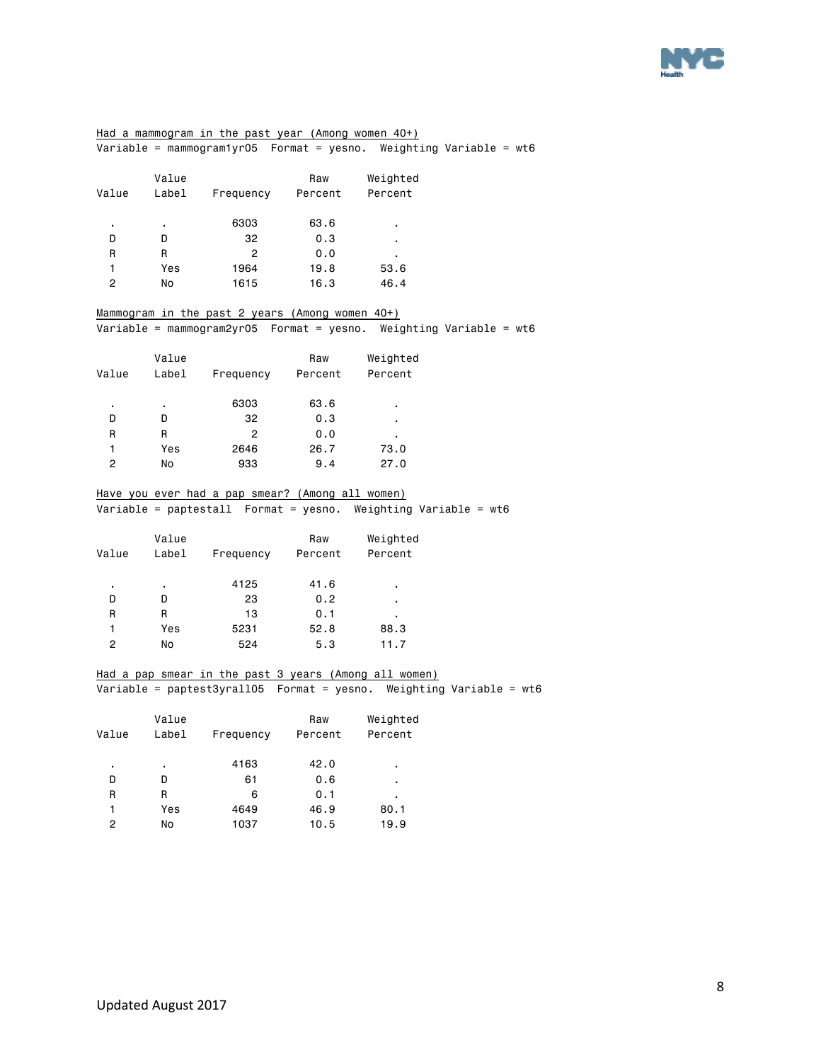Had a mammogram in the past year (Among women 40+)

Variable = mammogram1yr05  Format = yesno.  Weighting Variable = wt6

| Value | Value Label | Frequency | Raw Percent | Weighted Percent |
|---|---|---|---|---|
| . | . | 6303 | 63.6 | . |
| D | D | 32 | 0.3 | . |
| R | R | 2 | 0.0 | . |
| 1 | Yes | 1964 | 19.8 | 53.6 |
| 2 | No | 1615 | 16.3 | 46.4 |

Mammogram in the past 2 years (Among women 40+)

Variable = mammogram2yr05  Format = yesno.  Weighting Variable = wt6

| Value | Value Label | Frequency | Raw Percent | Weighted Percent |
|---|---|---|---|---|
| . | . | 6303 | 63.6 | . |
| D | D | 32 | 0.3 | . |
| R | R | 2 | 0.0 | . |
| 1 | Yes | 2646 | 26.7 | 73.0 |
| 2 | No | 933 | 9.4 | 27.0 |

Have you ever had a pap smear? (Among all women)

Variable = paptestall  Format = yesno.  Weighting Variable = wt6

| Value | Value Label | Frequency | Raw Percent | Weighted Percent |
|---|---|---|---|---|
| . | . | 4125 | 41.6 | . |
| D | D | 23 | 0.2 | . |
| R | R | 13 | 0.1 | . |
| 1 | Yes | 5231 | 52.8 | 88.3 |
| 2 | No | 524 | 5.3 | 11.7 |

Had a pap smear in the past 3 years (Among all women)

Variable = paptest3yrall05  Format = yesno.  Weighting Variable = wt6

| Value | Value Label | Frequency | Raw Percent | Weighted Percent |
|---|---|---|---|---|
| . | . | 4163 | 42.0 | . |
| D | D | 61 | 0.6 | . |
| R | R | 6 | 0.1 | . |
| 1 | Yes | 4649 | 46.9 | 80.1 |
| 2 | No | 1037 | 10.5 | 19.9 |

Updated August 2017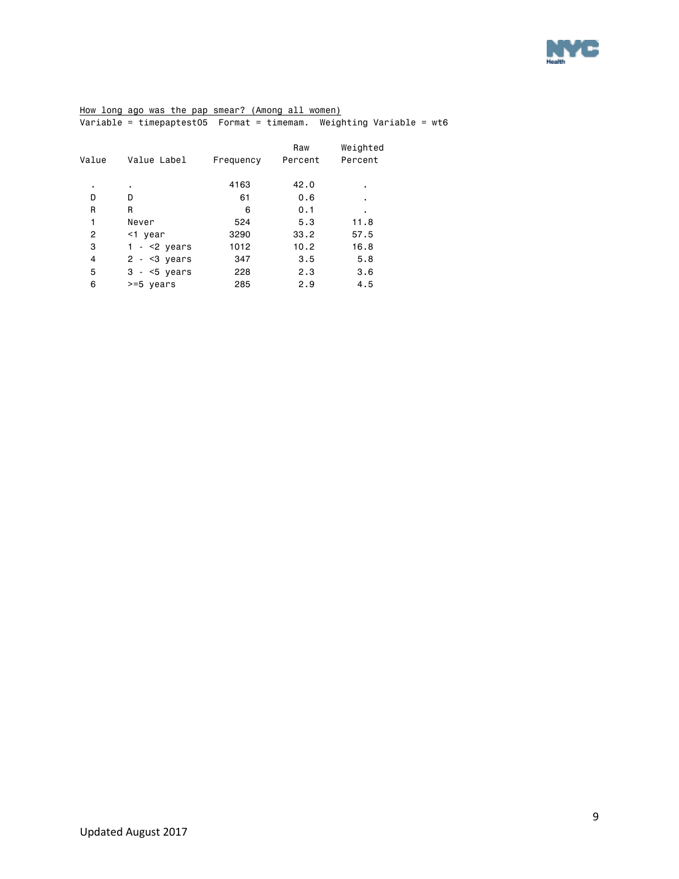How long ago was the pap smear? (Among all women)

Variable = timepaptest05  Format = timemam.  Weighting Variable = wt6

| Value | Value Label | Frequency | Raw Percent | Weighted Percent |
|---|---|---|---|---|
| . | . | 4163 | 42.0 | . |
| D | D | 61 | 0.6 | . |
| R | R | 6 | 0.1 | . |
| 1 | Never | 524 | 5.3 | 11.8 |
| 2 | <1 year | 3290 | 33.2 | 57.5 |
| 3 | 1 - <2 years | 1012 | 10.2 | 16.8 |
| 4 | 2 - <3 years | 347 | 3.5 | 5.8 |
| 5 | 3 - <5 years | 228 | 2.3 | 3.6 |
| 6 | >=5 years | 285 | 2.9 | 4.5 |

Updated August 2017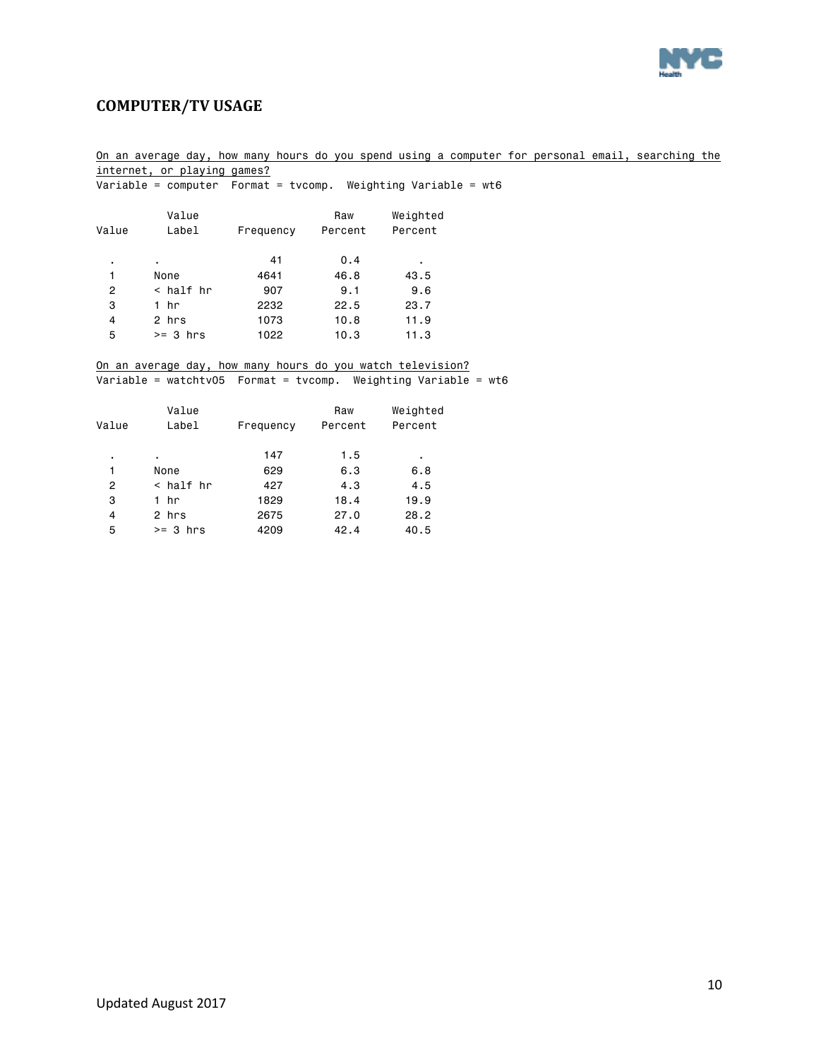## COMPUTER/TV USAGE

On an average day, how many hours do you spend using a computer for personal email, searching the internet, or playing games?
Variable = computer  Format = tvcomp.  Weighting Variable = wt6

| Value | Value Label | Frequency | Raw Percent | Weighted Percent |
|---|---|---|---|---|
| . | . | 41 | 0.4 | . |
| 1 | None | 4641 | 46.8 | 43.5 |
| 2 | < half hr | 907 | 9.1 | 9.6 |
| 3 | 1 hr | 2232 | 22.5 | 23.7 |
| 4 | 2 hrs | 1073 | 10.8 | 11.9 |
| 5 | >= 3 hrs | 1022 | 10.3 | 11.3 |

On an average day, how many hours do you watch television?
Variable = watchtv05  Format = tvcomp.  Weighting Variable = wt6

| Value | Value Label | Frequency | Raw Percent | Weighted Percent |
|---|---|---|---|---|
| . | . | 147 | 1.5 | . |
| 1 | None | 629 | 6.3 | 6.8 |
| 2 | < half hr | 427 | 4.3 | 4.5 |
| 3 | 1 hr | 1829 | 18.4 | 19.9 |
| 4 | 2 hrs | 2675 | 27.0 | 28.2 |
| 5 | >= 3 hrs | 4209 | 42.4 | 40.5 |

Updated August 2017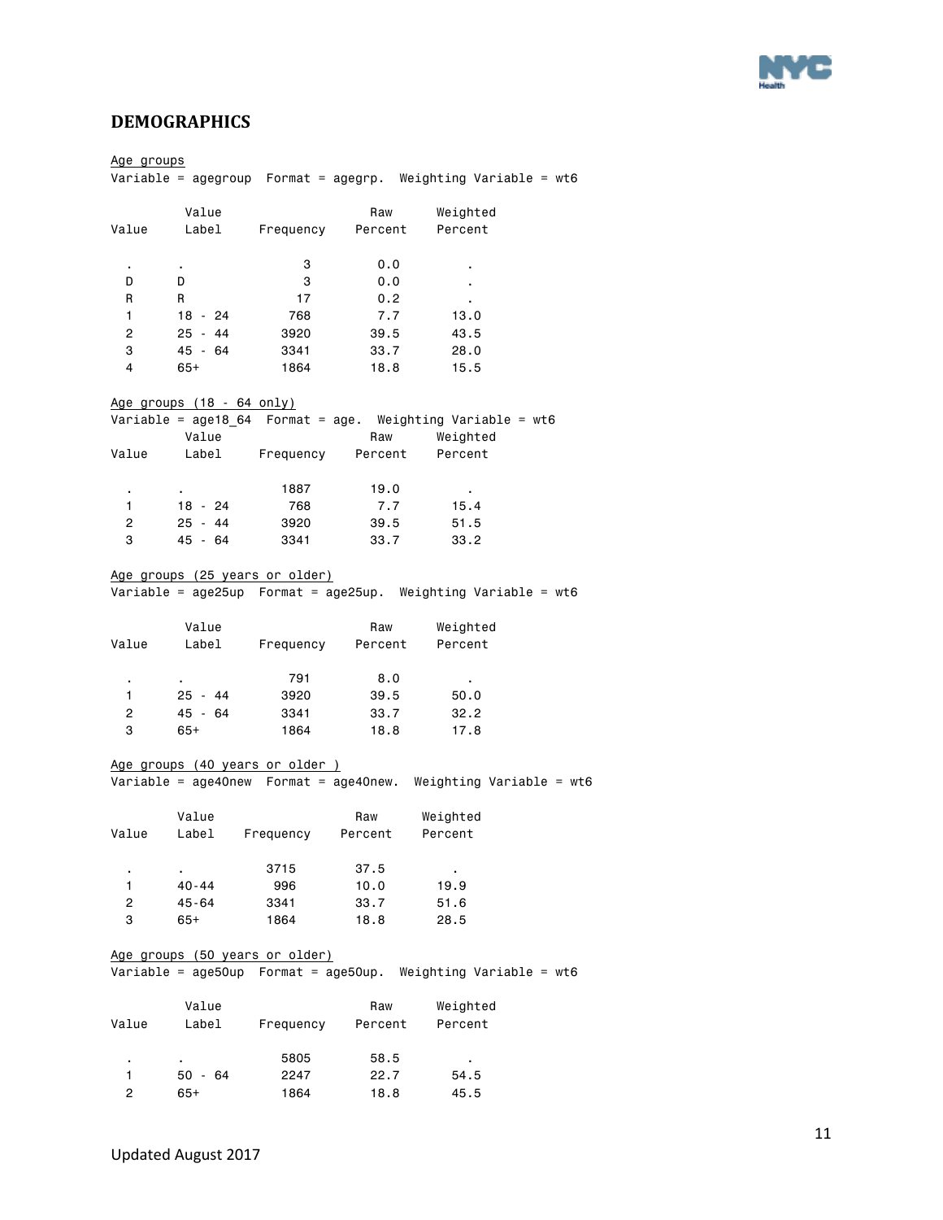## DEMOGRAPHICS

Age groups

Variable = agegroup  Format = agegrp.  Weighting Variable = wt6

| Value | Value Label | Frequency | Raw Percent | Weighted Percent |
|---|---|---|---|---|
| . | . | 3 | 0.0 | . |
| D | D | 3 | 0.0 | . |
| R | R | 17 | 0.2 | . |
| 1 | 18 - 24 | 768 | 7.7 | 13.0 |
| 2 | 25 - 44 | 3920 | 39.5 | 43.5 |
| 3 | 45 - 64 | 3341 | 33.7 | 28.0 |
| 4 | 65+ | 1864 | 18.8 | 15.5 |

Age groups (18 - 64 only)

Variable = age18_64  Format = age.  Weighting Variable = wt6

| Value | Value Label | Frequency | Raw Percent | Weighted Percent |
|---|---|---|---|---|
| . | . | 1887 | 19.0 | . |
| 1 | 18 - 24 | 768 | 7.7 | 15.4 |
| 2 | 25 - 44 | 3920 | 39.5 | 51.5 |
| 3 | 45 - 64 | 3341 | 33.7 | 33.2 |

Age groups (25 years or older)

Variable = age25up  Format = age25up.  Weighting Variable = wt6

| Value | Value Label | Frequency | Raw Percent | Weighted Percent |
|---|---|---|---|---|
| . | . | 791 | 8.0 | . |
| 1 | 25 - 44 | 3920 | 39.5 | 50.0 |
| 2 | 45 - 64 | 3341 | 33.7 | 32.2 |
| 3 | 65+ | 1864 | 18.8 | 17.8 |

Age groups (40 years or older )

Variable = age40new  Format = age40new.  Weighting Variable = wt6

| Value | Value Label | Frequency | Raw Percent | Weighted Percent |
|---|---|---|---|---|
| . | . | 3715 | 37.5 | . |
| 1 | 40-44 | 996 | 10.0 | 19.9 |
| 2 | 45-64 | 3341 | 33.7 | 51.6 |
| 3 | 65+ | 1864 | 18.8 | 28.5 |

Age groups (50 years or older)

Variable = age50up  Format = age50up.  Weighting Variable = wt6

| Value | Value Label | Frequency | Raw Percent | Weighted Percent |
|---|---|---|---|---|
| . | . | 5805 | 58.5 | . |
| 1 | 50 - 64 | 2247 | 22.7 | 54.5 |
| 2 | 65+ | 1864 | 18.8 | 45.5 |

Updated August 2017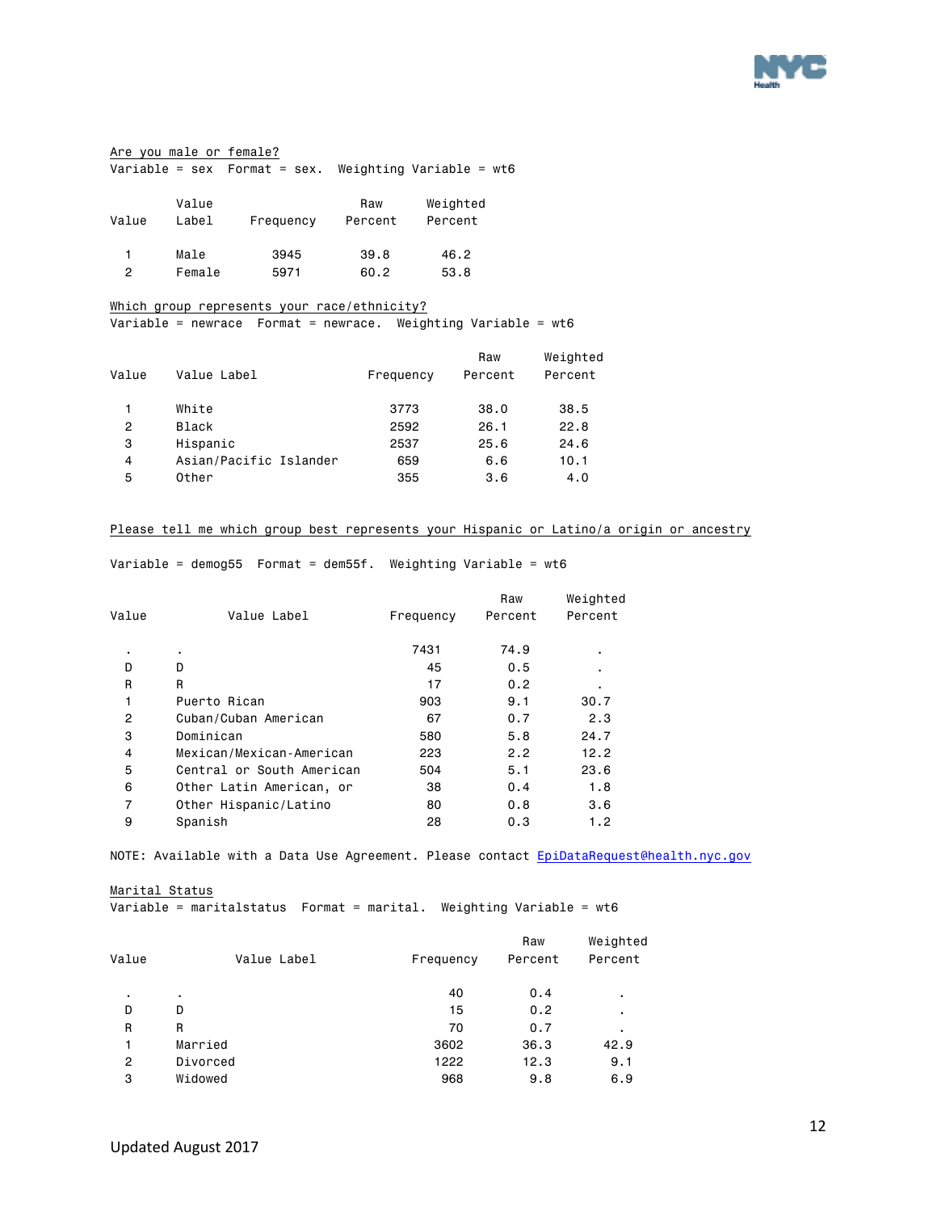Are you male or female?

Variable = sex  Format = sex.  Weighting Variable = wt6

| Value | Value Label | Frequency | Raw Percent | Weighted Percent |
|---|---|---|---|---|
| 1 | Male | 3945 | 39.8 | 46.2 |
| 2 | Female | 5971 | 60.2 | 53.8 |

Which group represents your race/ethnicity?

Variable = newrace  Format = newrace.  Weighting Variable = wt6

| Value | Value Label | Frequency | Raw Percent | Weighted Percent |
|---|---|---|---|---|
| 1 | White | 3773 | 38.0 | 38.5 |
| 2 | Black | 2592 | 26.1 | 22.8 |
| 3 | Hispanic | 2537 | 25.6 | 24.6 |
| 4 | Asian/Pacific Islander | 659 | 6.6 | 10.1 |
| 5 | Other | 355 | 3.6 | 4.0 |

Please tell me which group best represents your Hispanic or Latino/a origin or ancestry

Variable = demog55  Format = dem55f.  Weighting Variable = wt6

| Value | Value Label | Frequency | Raw Percent | Weighted Percent |
|---|---|---|---|---|
| . | . | 7431 | 74.9 | . |
| D | D | 45 | 0.5 | . |
| R | R | 17 | 0.2 | . |
| 1 | Puerto Rican | 903 | 9.1 | 30.7 |
| 2 | Cuban/Cuban American | 67 | 0.7 | 2.3 |
| 3 | Dominican | 580 | 5.8 | 24.7 |
| 4 | Mexican/Mexican-American | 223 | 2.2 | 12.2 |
| 5 | Central or South American | 504 | 5.1 | 23.6 |
| 6 | Other Latin American, or | 38 | 0.4 | 1.8 |
| 7 | Other Hispanic/Latino | 80 | 0.8 | 3.6 |
| 9 | Spanish | 28 | 0.3 | 1.2 |

NOTE: Available with a Data Use Agreement. Please contact EpiDataRequest@health.nyc.gov

Marital Status

Variable = maritalstatus  Format = marital.  Weighting Variable = wt6

| Value | Value Label | Frequency | Raw Percent | Weighted Percent |
|---|---|---|---|---|
| . | . | 40 | 0.4 | . |
| D | D | 15 | 0.2 | . |
| R | R | 70 | 0.7 | . |
| 1 | Married | 3602 | 36.3 | 42.9 |
| 2 | Divorced | 1222 | 12.3 | 9.1 |
| 3 | Widowed | 968 | 9.8 | 6.9 |

Updated August 2017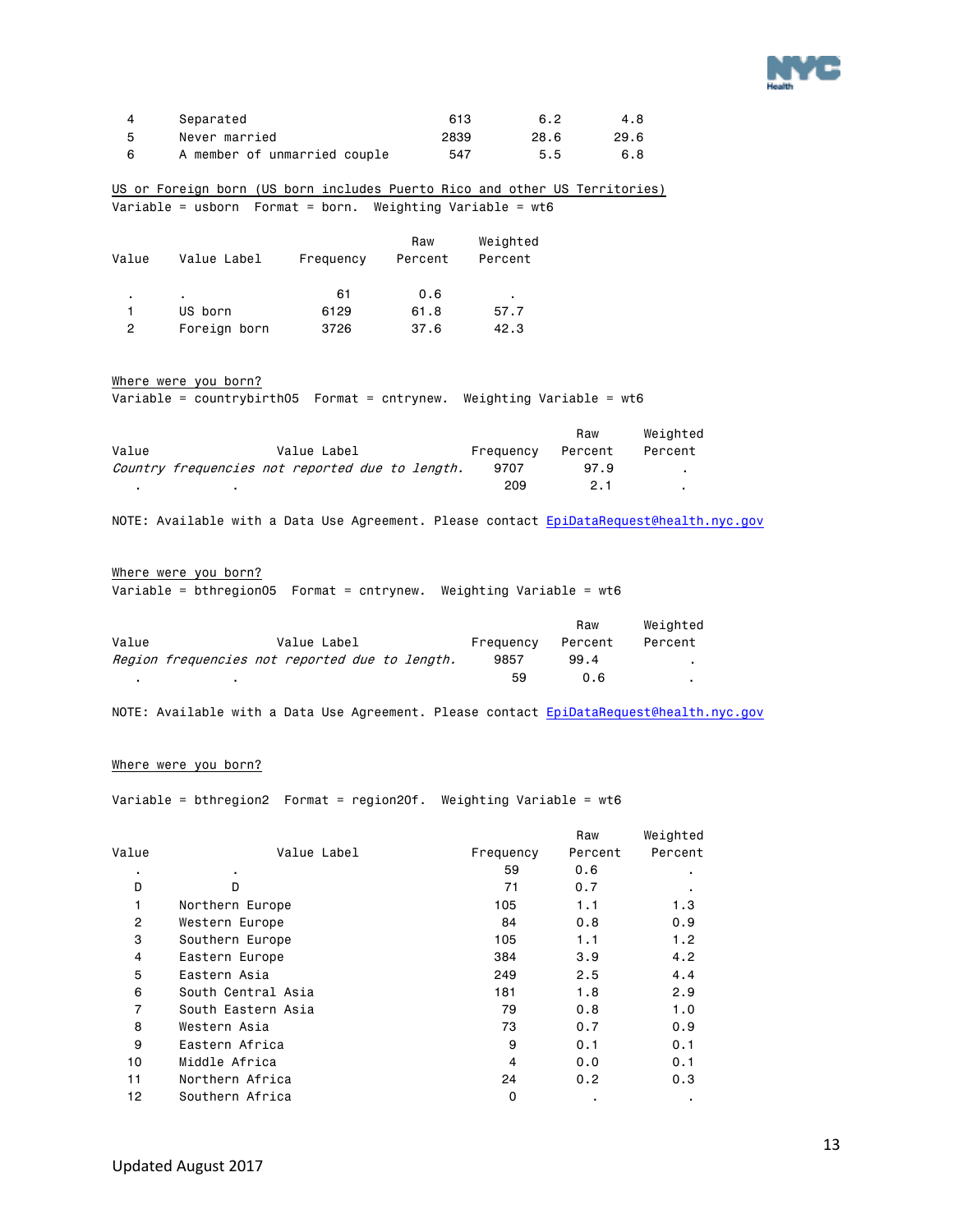| Value | Value Label | Frequency | Raw Percent | Weighted Percent |
|---|---|---|---|---|
| 4 | Separated | 613 | 6.2 | 4.8 |
| 5 | Never married | 2839 | 28.6 | 29.6 |
| 6 | A member of unmarried couple | 547 | 5.5 | 6.8 |

US or Foreign born (US born includes Puerto Rico and other US Territories)

Variable = usborn Format = born. Weighting Variable = wt6

| Value | Value Label | Frequency | Raw Percent | Weighted Percent |
|---|---|---|---|---|
| . | . | 61 | 0.6 | . |
| 1 | US born | 6129 | 61.8 | 57.7 |
| 2 | Foreign born | 3726 | 37.6 | 42.3 |

Where were you born?

Variable = countrybirth05 Format = cntrynew. Weighting Variable = wt6

| Value | Value Label | Frequency | Raw Percent | Weighted Percent |
|---|---|---|---|---|
| *Country frequencies not reported due to length.* | | 9707 | 97.9 | . |
| . | . | 209 | 2.1 | . |

NOTE: Available with a Data Use Agreement. Please contact EpiDataRequest@health.nyc.gov

Where were you born?

Variable = bthregion05 Format = cntrynew. Weighting Variable = wt6

| Value | Value Label | Frequency | Raw Percent | Weighted Percent |
|---|---|---|---|---|
| *Region frequencies not reported due to length.* | | 9857 | 99.4 | . |
| . | . | 59 | 0.6 | . |

NOTE: Available with a Data Use Agreement. Please contact EpiDataRequest@health.nyc.gov

Where were you born?

Variable = bthregion2 Format = region20f. Weighting Variable = wt6

| Value | Value Label | Frequency | Raw Percent | Weighted Percent |
|---|---|---|---|---|
| . | . | 59 | 0.6 | . |
| D | D | 71 | 0.7 | . |
| 1 | Northern Europe | 105 | 1.1 | 1.3 |
| 2 | Western Europe | 84 | 0.8 | 0.9 |
| 3 | Southern Europe | 105 | 1.1 | 1.2 |
| 4 | Eastern Europe | 384 | 3.9 | 4.2 |
| 5 | Eastern Asia | 249 | 2.5 | 4.4 |
| 6 | South Central Asia | 181 | 1.8 | 2.9 |
| 7 | South Eastern Asia | 79 | 0.8 | 1.0 |
| 8 | Western Asia | 73 | 0.7 | 0.9 |
| 9 | Eastern Africa | 9 | 0.1 | 0.1 |
| 10 | Middle Africa | 4 | 0.0 | 0.1 |
| 11 | Northern Africa | 24 | 0.2 | 0.3 |
| 12 | Southern Africa | 0 | . | . |

Updated August 2017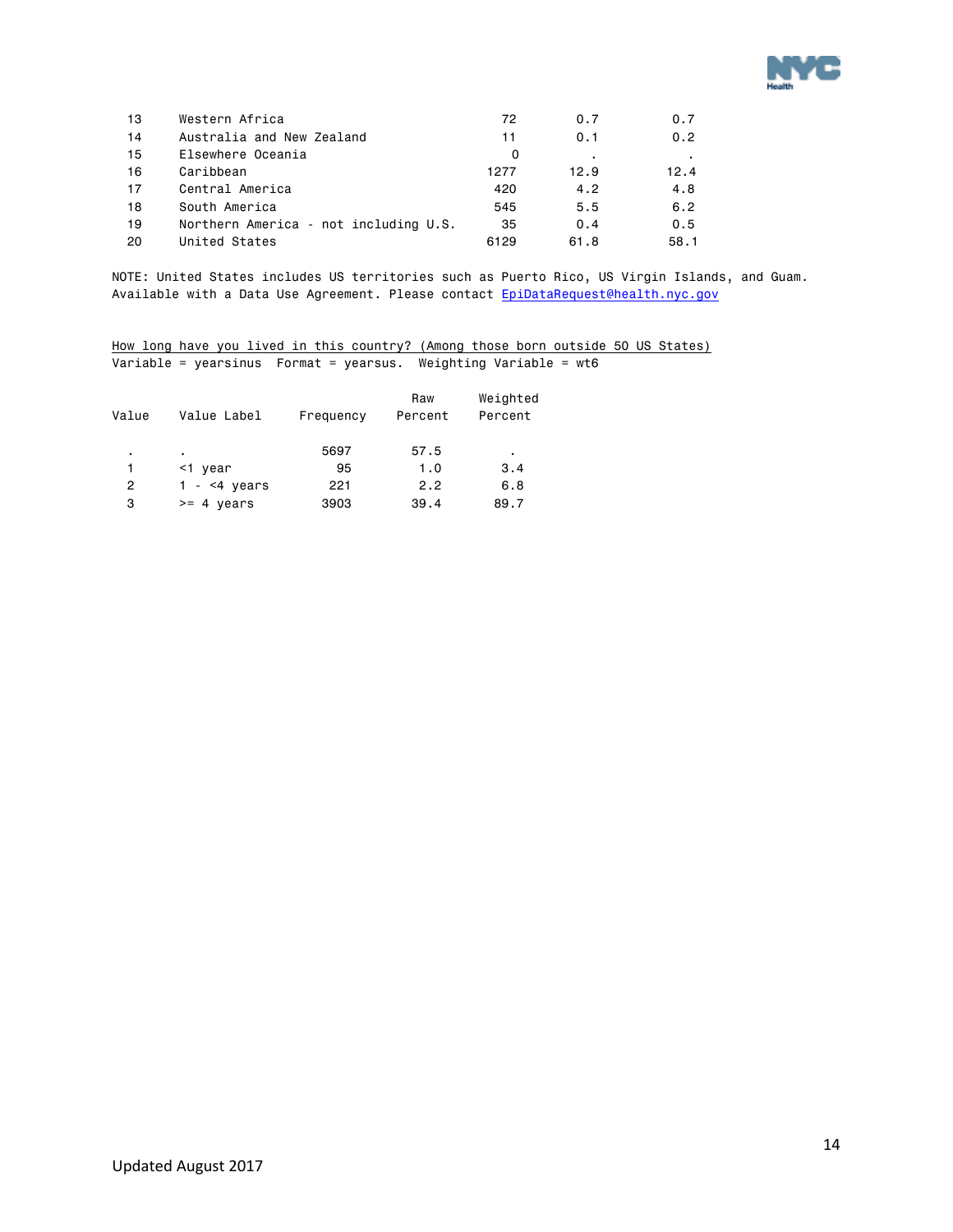| | | | | |
|---|---|---|---|---|
| 13 | Western Africa | 72 | 0.7 | 0.7 |
| 14 | Australia and New Zealand | 11 | 0.1 | 0.2 |
| 15 | Elsewhere Oceania | 0 | . | . |
| 16 | Caribbean | 1277 | 12.9 | 12.4 |
| 17 | Central America | 420 | 4.2 | 4.8 |
| 18 | South America | 545 | 5.5 | 6.2 |
| 19 | Northern America - not including U.S. | 35 | 0.4 | 0.5 |
| 20 | United States | 6129 | 61.8 | 58.1 |

NOTE: United States includes US territories such as Puerto Rico, US Virgin Islands, and Guam.
Available with a Data Use Agreement. Please contact EpiDataRequest@health.nyc.gov

How long have you lived in this country? (Among those born outside 50 US States)
Variable = yearsinus  Format = yearsus.  Weighting Variable = wt6

| Value | Value Label | Frequency | Raw Percent | Weighted Percent |
|---|---|---|---|---|
| . | . | 5697 | 57.5 | . |
| 1 | <1 year | 95 | 1.0 | 3.4 |
| 2 | 1 - <4 years | 221 | 2.2 | 6.8 |
| 3 | >= 4 years | 3903 | 39.4 | 89.7 |

Updated August 2017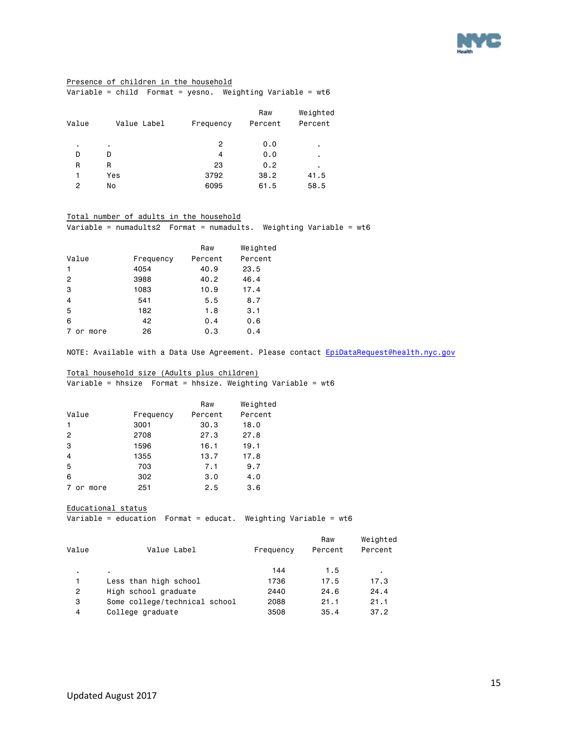Presence of children in the household

Variable = child Format = yesno. Weighting Variable = wt6

| Value | Value Label | Frequency | Raw Percent | Weighted Percent |
|---|---|---|---|---|
| . | . | 2 | 0.0 | . |
| D | D | 4 | 0.0 | . |
| R | R | 23 | 0.2 | . |
| 1 | Yes | 3792 | 38.2 | 41.5 |
| 2 | No | 6095 | 61.5 | 58.5 |

Total number of adults in the household

Variable = numadults2 Format = numadults. Weighting Variable = wt6

| Value | Frequency | Raw Percent | Weighted Percent |
|---|---|---|---|
| 1 | 4054 | 40.9 | 23.5 |
| 2 | 3988 | 40.2 | 46.4 |
| 3 | 1083 | 10.9 | 17.4 |
| 4 | 541 | 5.5 | 8.7 |
| 5 | 182 | 1.8 | 3.1 |
| 6 | 42 | 0.4 | 0.6 |
| 7 or more | 26 | 0.3 | 0.4 |

NOTE: Available with a Data Use Agreement. Please contact EpiDataRequest@health.nyc.gov

Total household size (Adults plus children)

Variable = hhsize Format = hhsize. Weighting Variable = wt6

| Value | Frequency | Raw Percent | Weighted Percent |
|---|---|---|---|
| 1 | 3001 | 30.3 | 18.0 |
| 2 | 2708 | 27.3 | 27.8 |
| 3 | 1596 | 16.1 | 19.1 |
| 4 | 1355 | 13.7 | 17.8 |
| 5 | 703 | 7.1 | 9.7 |
| 6 | 302 | 3.0 | 4.0 |
| 7 or more | 251 | 2.5 | 3.6 |

Educational status

Variable = education Format = educat. Weighting Variable = wt6

| Value | Value Label | Frequency | Raw Percent | Weighted Percent |
|---|---|---|---|---|
| . | . | 144 | 1.5 | . |
| 1 | Less than high school | 1736 | 17.5 | 17.3 |
| 2 | High school graduate | 2440 | 24.6 | 24.4 |
| 3 | Some college/technical school | 2088 | 21.1 | 21.1 |
| 4 | College graduate | 3508 | 35.4 | 37.2 |

Updated August 2017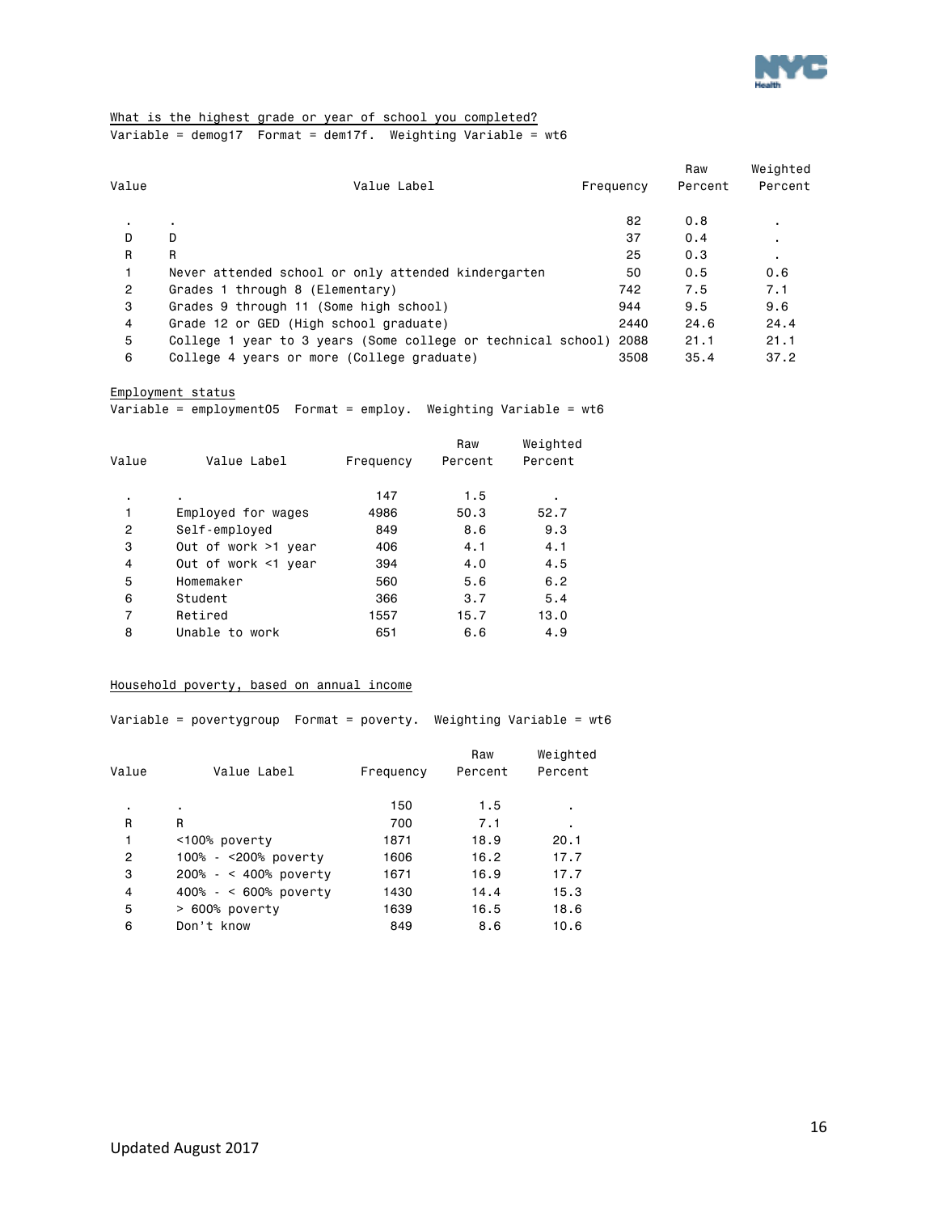What is the highest grade or year of school you completed?

Variable = demog17 Format = dem17f. Weighting Variable = wt6

| Value | Value Label | Frequency | Raw Percent | Weighted Percent |
|---|---|---|---|---|
| . | . | 82 | 0.8 | . |
| D | D | 37 | 0.4 | . |
| R | R | 25 | 0.3 | . |
| 1 | Never attended school or only attended kindergarten | 50 | 0.5 | 0.6 |
| 2 | Grades 1 through 8 (Elementary) | 742 | 7.5 | 7.1 |
| 3 | Grades 9 through 11 (Some high school) | 944 | 9.5 | 9.6 |
| 4 | Grade 12 or GED (High school graduate) | 2440 | 24.6 | 24.4 |
| 5 | College 1 year to 3 years (Some college or technical school) | 2088 | 21.1 | 21.1 |
| 6 | College 4 years or more (College graduate) | 3508 | 35.4 | 37.2 |

Employment status

Variable = employment05 Format = employ. Weighting Variable = wt6

| Value | Value Label | Frequency | Raw Percent | Weighted Percent |
|---|---|---|---|---|
| . | . | 147 | 1.5 | . |
| 1 | Employed for wages | 4986 | 50.3 | 52.7 |
| 2 | Self-employed | 849 | 8.6 | 9.3 |
| 3 | Out of work >1 year | 406 | 4.1 | 4.1 |
| 4 | Out of work <1 year | 394 | 4.0 | 4.5 |
| 5 | Homemaker | 560 | 5.6 | 6.2 |
| 6 | Student | 366 | 3.7 | 5.4 |
| 7 | Retired | 1557 | 15.7 | 13.0 |
| 8 | Unable to work | 651 | 6.6 | 4.9 |

Household poverty, based on annual income

Variable = povertygroup Format = poverty. Weighting Variable = wt6

| Value | Value Label | Frequency | Raw Percent | Weighted Percent |
|---|---|---|---|---|
| . | . | 150 | 1.5 | . |
| R | R | 700 | 7.1 | . |
| 1 | <100% poverty | 1871 | 18.9 | 20.1 |
| 2 | 100% - <200% poverty | 1606 | 16.2 | 17.7 |
| 3 | 200% - < 400% poverty | 1671 | 16.9 | 17.7 |
| 4 | 400% - < 600% poverty | 1430 | 14.4 | 15.3 |
| 5 | > 600% poverty | 1639 | 16.5 | 18.6 |
| 6 | Don't know | 849 | 8.6 | 10.6 |

Updated August 2017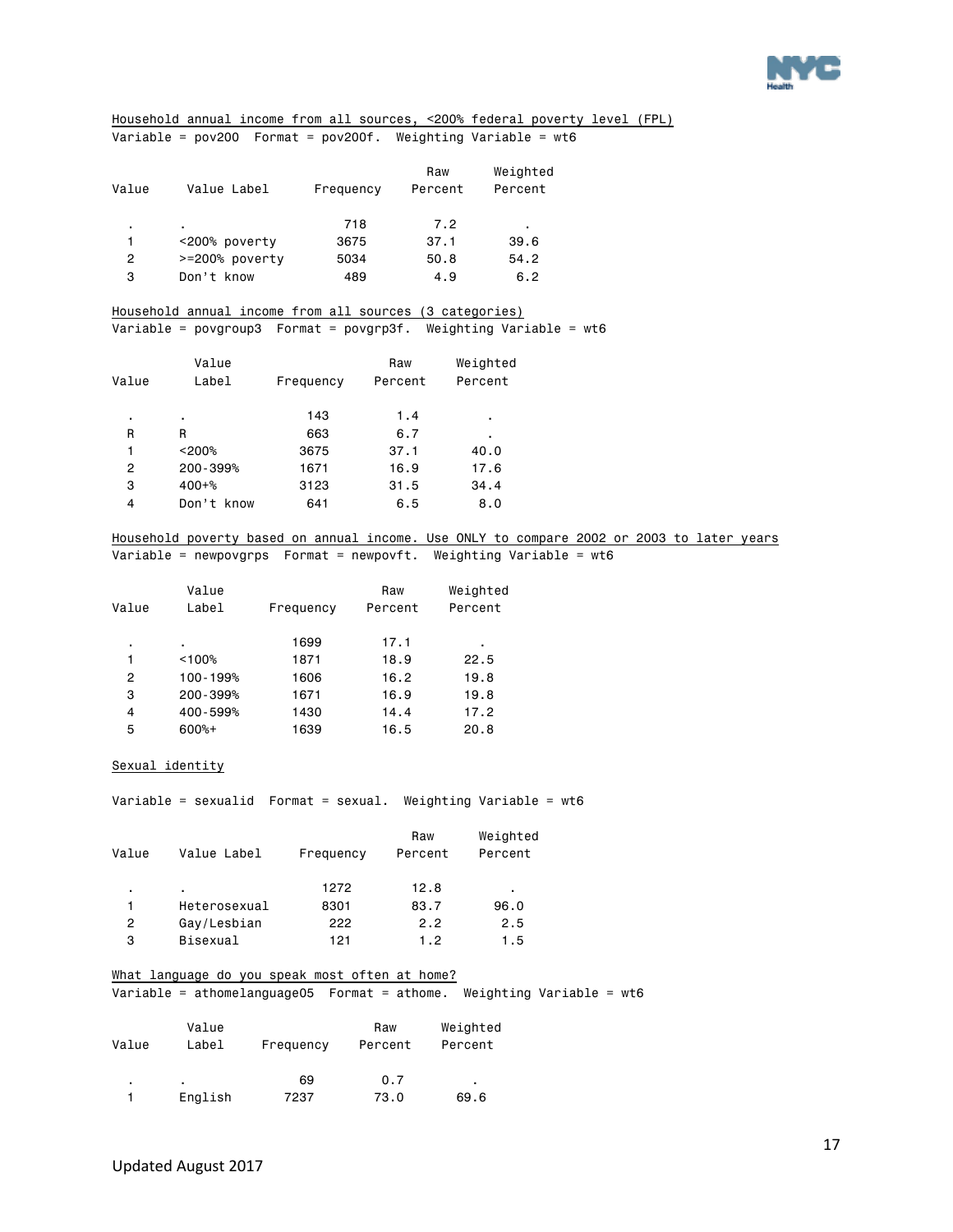Household annual income from all sources, <200% federal poverty level (FPL)
Variable = pov200  Format = pov200f.  Weighting Variable = wt6

| Value | Value Label | Frequency | Raw Percent | Weighted Percent |
|---|---|---|---|---|
| . | . | 718 | 7.2 | . |
| 1 | <200% poverty | 3675 | 37.1 | 39.6 |
| 2 | >=200% poverty | 5034 | 50.8 | 54.2 |
| 3 | Don't know | 489 | 4.9 | 6.2 |

Household annual income from all sources (3 categories)
Variable = povgroup3  Format = povgrp3f.  Weighting Variable = wt6

| Value | Value Label | Frequency | Raw Percent | Weighted Percent |
|---|---|---|---|---|
| . | . | 143 | 1.4 | . |
| R | R | 663 | 6.7 | . |
| 1 | <200% | 3675 | 37.1 | 40.0 |
| 2 | 200-399% | 1671 | 16.9 | 17.6 |
| 3 | 400+% | 3123 | 31.5 | 34.4 |
| 4 | Don't know | 641 | 6.5 | 8.0 |

Household poverty based on annual income. Use ONLY to compare 2002 or 2003 to later years
Variable = newpovgrps  Format = newpovft.  Weighting Variable = wt6

| Value | Value Label | Frequency | Raw Percent | Weighted Percent |
|---|---|---|---|---|
| . | . | 1699 | 17.1 | . |
| 1 | <100% | 1871 | 18.9 | 22.5 |
| 2 | 100-199% | 1606 | 16.2 | 19.8 |
| 3 | 200-399% | 1671 | 16.9 | 19.8 |
| 4 | 400-599% | 1430 | 14.4 | 17.2 |
| 5 | 600%+ | 1639 | 16.5 | 20.8 |

Sexual identity

Variable = sexualid  Format = sexual.  Weighting Variable = wt6

| Value | Value Label | Frequency | Raw Percent | Weighted Percent |
|---|---|---|---|---|
| . | . | 1272 | 12.8 | . |
| 1 | Heterosexual | 8301 | 83.7 | 96.0 |
| 2 | Gay/Lesbian | 222 | 2.2 | 2.5 |
| 3 | Bisexual | 121 | 1.2 | 1.5 |

What language do you speak most often at home?
Variable = athomelanguage05  Format = athome.  Weighting Variable = wt6

| Value | Value Label | Frequency | Raw Percent | Weighted Percent |
|---|---|---|---|---|
| . | . | 69 | 0.7 | . |
| 1 | English | 7237 | 73.0 | 69.6 |

Updated August 2017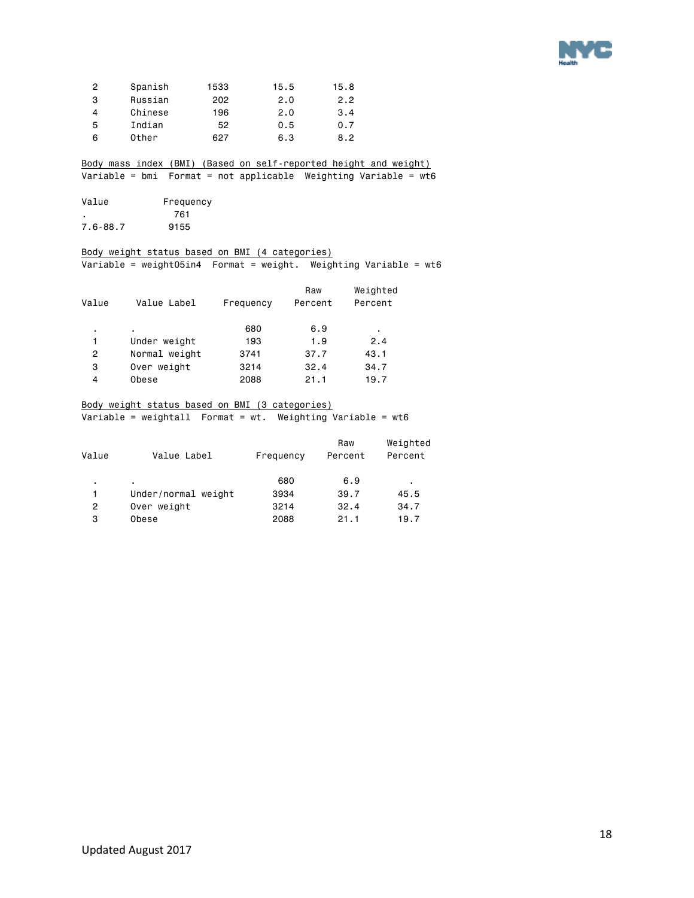| | | | | |
|---|---|---|---|---|
| 2 | Spanish | 1533 | 15.5 | 15.8 |
| 3 | Russian | 202 | 2.0 | 2.2 |
| 4 | Chinese | 196 | 2.0 | 3.4 |
| 5 | Indian | 52 | 0.5 | 0.7 |
| 6 | Other | 627 | 6.3 | 8.2 |

Body mass index (BMI) (Based on self-reported height and weight)
Variable = bmi  Format = not applicable  Weighting Variable = wt6

| Value | Frequency |
|---|---|
| . | 761 |
| 7.6-88.7 | 9155 |

Body weight status based on BMI (4 categories)
Variable = weight05in4  Format = weight.  Weighting Variable = wt6

| Value | Value Label | Frequency | Raw Percent | Weighted Percent |
|---|---|---|---|---|
| . | . | 680 | 6.9 | . |
| 1 | Under weight | 193 | 1.9 | 2.4 |
| 2 | Normal weight | 3741 | 37.7 | 43.1 |
| 3 | Over weight | 3214 | 32.4 | 34.7 |
| 4 | Obese | 2088 | 21.1 | 19.7 |

Body weight status based on BMI (3 categories)
Variable = weightall  Format = wt.  Weighting Variable = wt6

| Value | Value Label | Frequency | Raw Percent | Weighted Percent |
|---|---|---|---|---|
| . | . | 680 | 6.9 | . |
| 1 | Under/normal weight | 3934 | 39.7 | 45.5 |
| 2 | Over weight | 3214 | 32.4 | 34.7 |
| 3 | Obese | 2088 | 21.1 | 19.7 |

Updated August 2017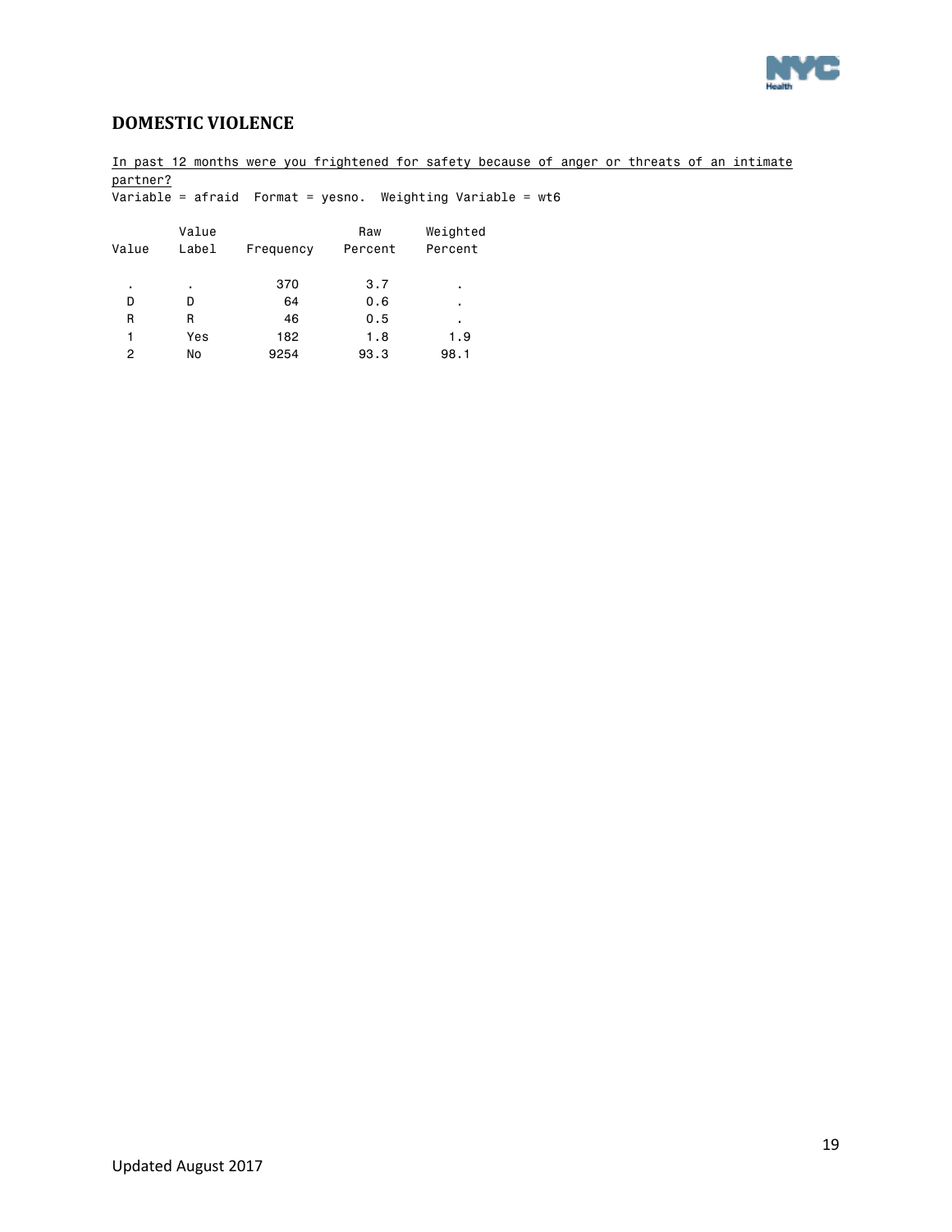## DOMESTIC VIOLENCE

In past 12 months were you frightened for safety because of anger or threats of an intimate partner?

Variable = afraid  Format = yesno.  Weighting Variable = wt6

| Value | Value Label | Frequency | Raw Percent | Weighted Percent |
|---|---|---|---|---|
| . | . | 370 | 3.7 | . |
| D | D | 64 | 0.6 | . |
| R | R | 46 | 0.5 | . |
| 1 | Yes | 182 | 1.8 | 1.9 |
| 2 | No | 9254 | 93.3 | 98.1 |

Updated August 2017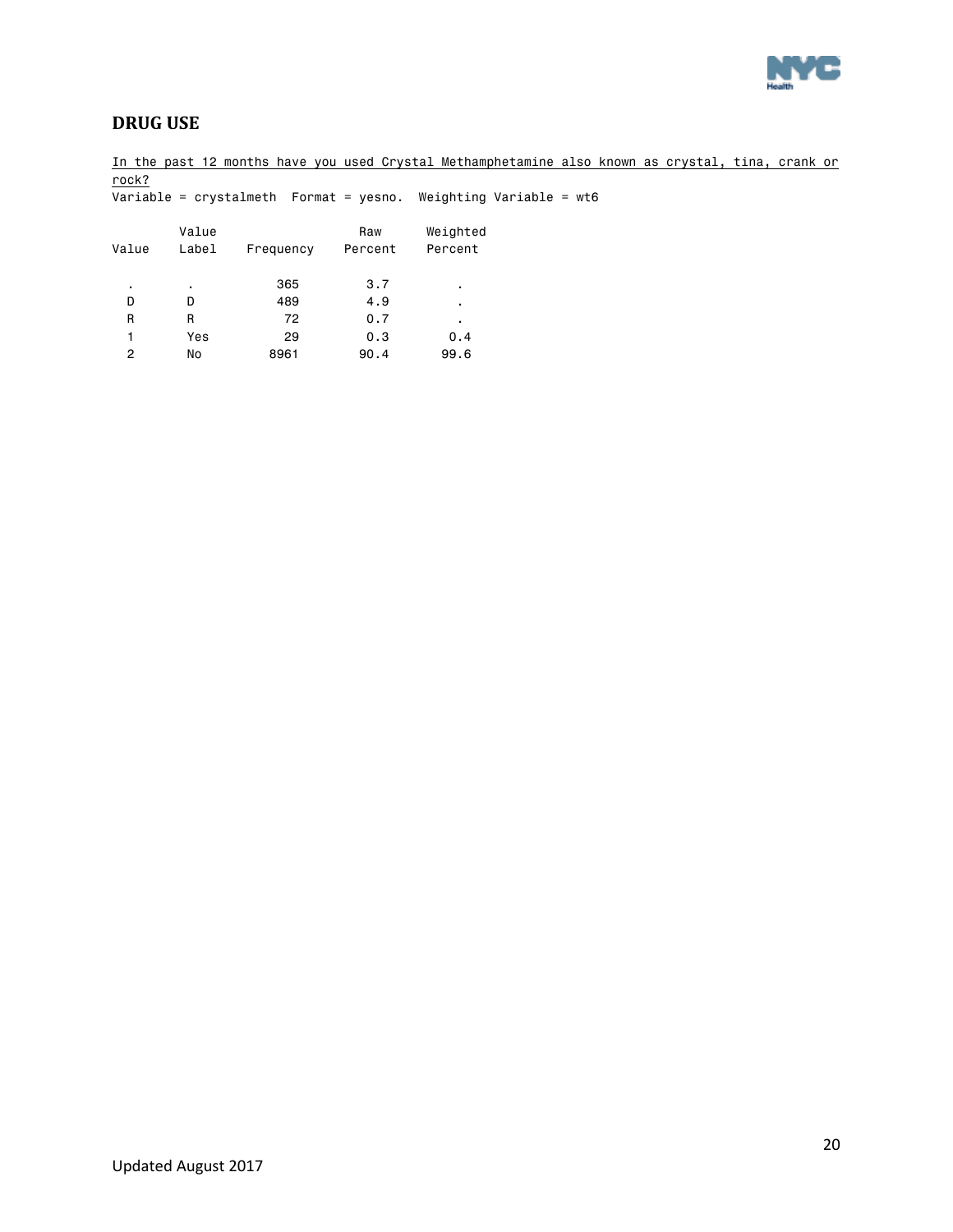## DRUG USE

In the past 12 months have you used Crystal Methamphetamine also known as crystal, tina, crank or rock?

Variable = crystalmeth Format = yesno. Weighting Variable = wt6

| Value | Value Label | Frequency | Raw Percent | Weighted Percent |
|---|---|---|---|---|
| . | . | 365 | 3.7 | . |
| D | D | 489 | 4.9 | . |
| R | R | 72 | 0.7 | . |
| 1 | Yes | 29 | 0.3 | 0.4 |
| 2 | No | 8961 | 90.4 | 99.6 |

Updated August 2017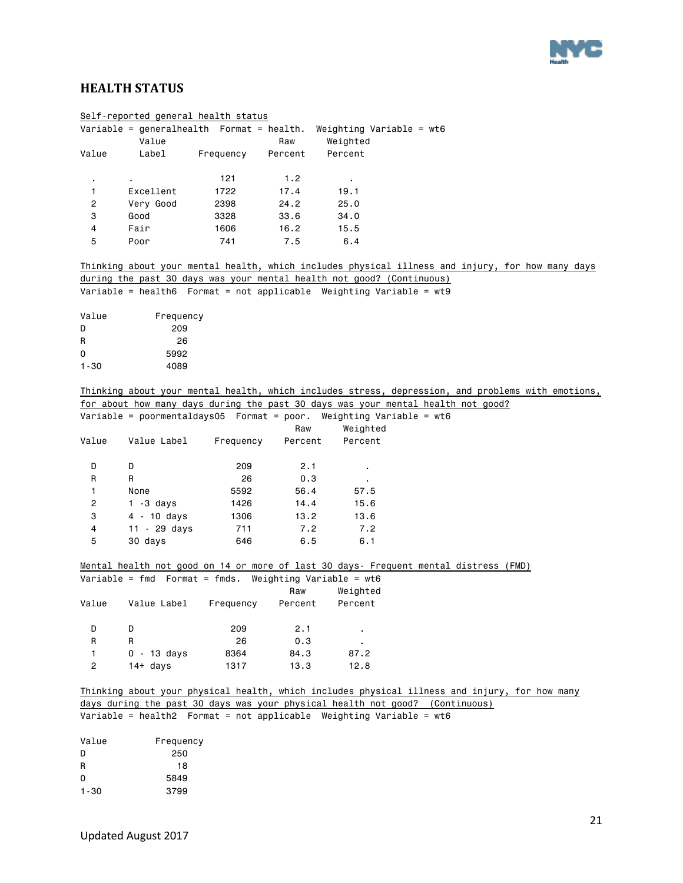## HEALTH STATUS

Self-reported general health status

Variable = generalhealth  Format = health.  Weighting Variable = wt6

| Value | Value Label | Frequency | Raw Percent | Weighted Percent |
|---|---|---|---|---|
| . | . | 121 | 1.2 | . |
| 1 | Excellent | 1722 | 17.4 | 19.1 |
| 2 | Very Good | 2398 | 24.2 | 25.0 |
| 3 | Good | 3328 | 33.6 | 34.0 |
| 4 | Fair | 1606 | 16.2 | 15.5 |
| 5 | Poor | 741 | 7.5 | 6.4 |

Thinking about your mental health, which includes physical illness and injury, for how many days during the past 30 days was your mental health not good? (Continuous)

Variable = health6  Format = not applicable  Weighting Variable = wt9

| Value | Frequency |
|---|---|
| D | 209 |
| R | 26 |
| 0 | 5992 |
| 1-30 | 4089 |

Thinking about your mental health, which includes stress, depression, and problems with emotions, for about how many days during the past 30 days was your mental health not good?

Variable = poormentaldays05  Format = poor.  Weighting Variable = wt6

| Value | Value Label | Frequency | Raw Percent | Weighted Percent |
|---|---|---|---|---|
| D | D | 209 | 2.1 | . |
| R | R | 26 | 0.3 | . |
| 1 | None | 5592 | 56.4 | 57.5 |
| 2 | 1 -3 days | 1426 | 14.4 | 15.6 |
| 3 | 4 - 10 days | 1306 | 13.2 | 13.6 |
| 4 | 11 - 29 days | 711 | 7.2 | 7.2 |
| 5 | 30 days | 646 | 6.5 | 6.1 |

Mental health not good on 14 or more of last 30 days- Frequent mental distress (FMD)

Variable = fmd  Format = fmds.  Weighting Variable = wt6

| Value | Value Label | Frequency | Raw Percent | Weighted Percent |
|---|---|---|---|---|
| D | D | 209 | 2.1 | . |
| R | R | 26 | 0.3 | . |
| 1 | 0 - 13 days | 8364 | 84.3 | 87.2 |
| 2 | 14+ days | 1317 | 13.3 | 12.8 |

Thinking about your physical health, which includes physical illness and injury, for how many days during the past 30 days was your physical health not good?  (Continuous)

Variable = health2  Format = not applicable  Weighting Variable = wt6

| Value | Frequency |
|---|---|
| D | 250 |
| R | 18 |
| 0 | 5849 |
| 1-30 | 3799 |

Updated August 2017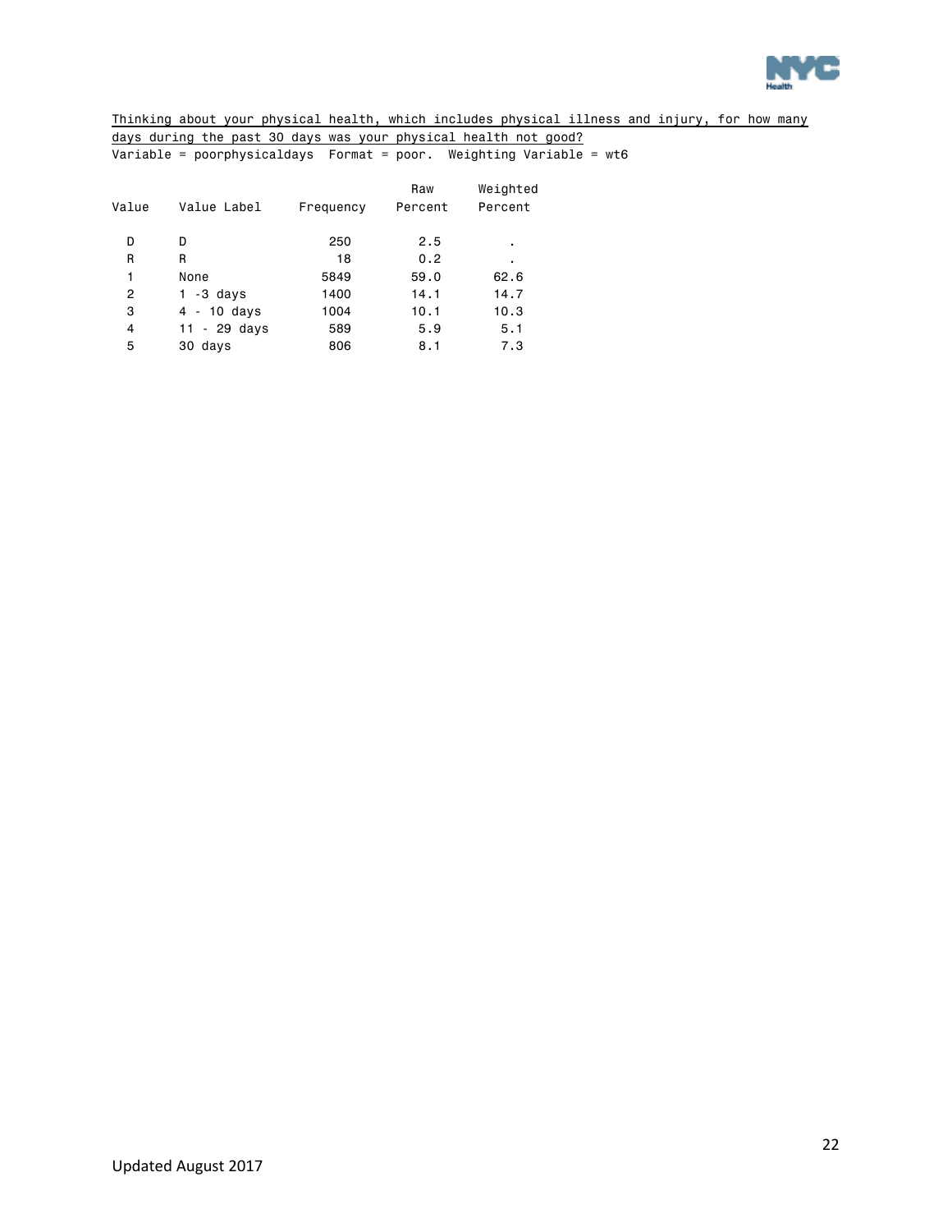Thinking about your physical health, which includes physical illness and injury, for how many days during the past 30 days was your physical health not good?

Variable = poorphysicaldays  Format = poor.  Weighting Variable = wt6

| Value | Value Label | Frequency | Raw Percent | Weighted Percent |
|---|---|---|---|---|
| D | D | 250 | 2.5 | . |
| R | R | 18 | 0.2 | . |
| 1 | None | 5849 | 59.0 | 62.6 |
| 2 | 1 -3 days | 1400 | 14.1 | 14.7 |
| 3 | 4 - 10 days | 1004 | 10.1 | 10.3 |
| 4 | 11 - 29 days | 589 | 5.9 | 5.1 |
| 5 | 30 days | 806 | 8.1 | 7.3 |

Updated August 2017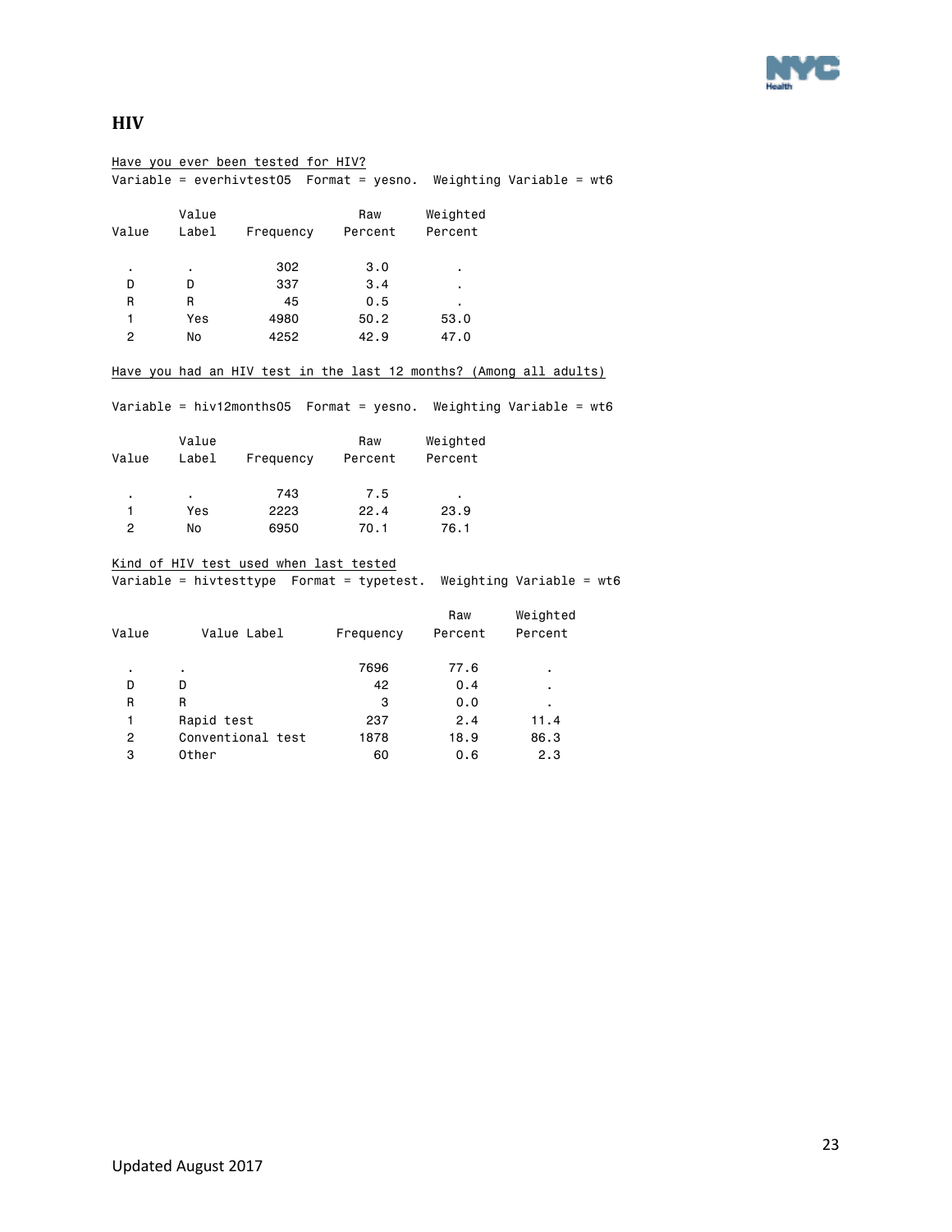## HIV

Have you ever been tested for HIV?

Variable = everhivtest05  Format = yesno.  Weighting Variable = wt6

| Value | Value Label | Frequency | Raw Percent | Weighted Percent |
|---|---|---|---|---|
| . | . | 302 | 3.0 | . |
| D | D | 337 | 3.4 | . |
| R | R | 45 | 0.5 | . |
| 1 | Yes | 4980 | 50.2 | 53.0 |
| 2 | No | 4252 | 42.9 | 47.0 |

Have you had an HIV test in the last 12 months? (Among all adults)

Variable = hiv12months05  Format = yesno.  Weighting Variable = wt6

| Value | Value Label | Frequency | Raw Percent | Weighted Percent |
|---|---|---|---|---|
| . | . | 743 | 7.5 | . |
| 1 | Yes | 2223 | 22.4 | 23.9 |
| 2 | No | 6950 | 70.1 | 76.1 |

Kind of HIV test used when last tested

Variable = hivtesttype  Format = typetest.  Weighting Variable = wt6

| Value | Value Label | Frequency | Raw Percent | Weighted Percent |
|---|---|---|---|---|
| . | . | 7696 | 77.6 | . |
| D | D | 42 | 0.4 | . |
| R | R | 3 | 0.0 | . |
| 1 | Rapid test | 237 | 2.4 | 11.4 |
| 2 | Conventional test | 1878 | 18.9 | 86.3 |
| 3 | Other | 60 | 0.6 | 2.3 |

Updated August 2017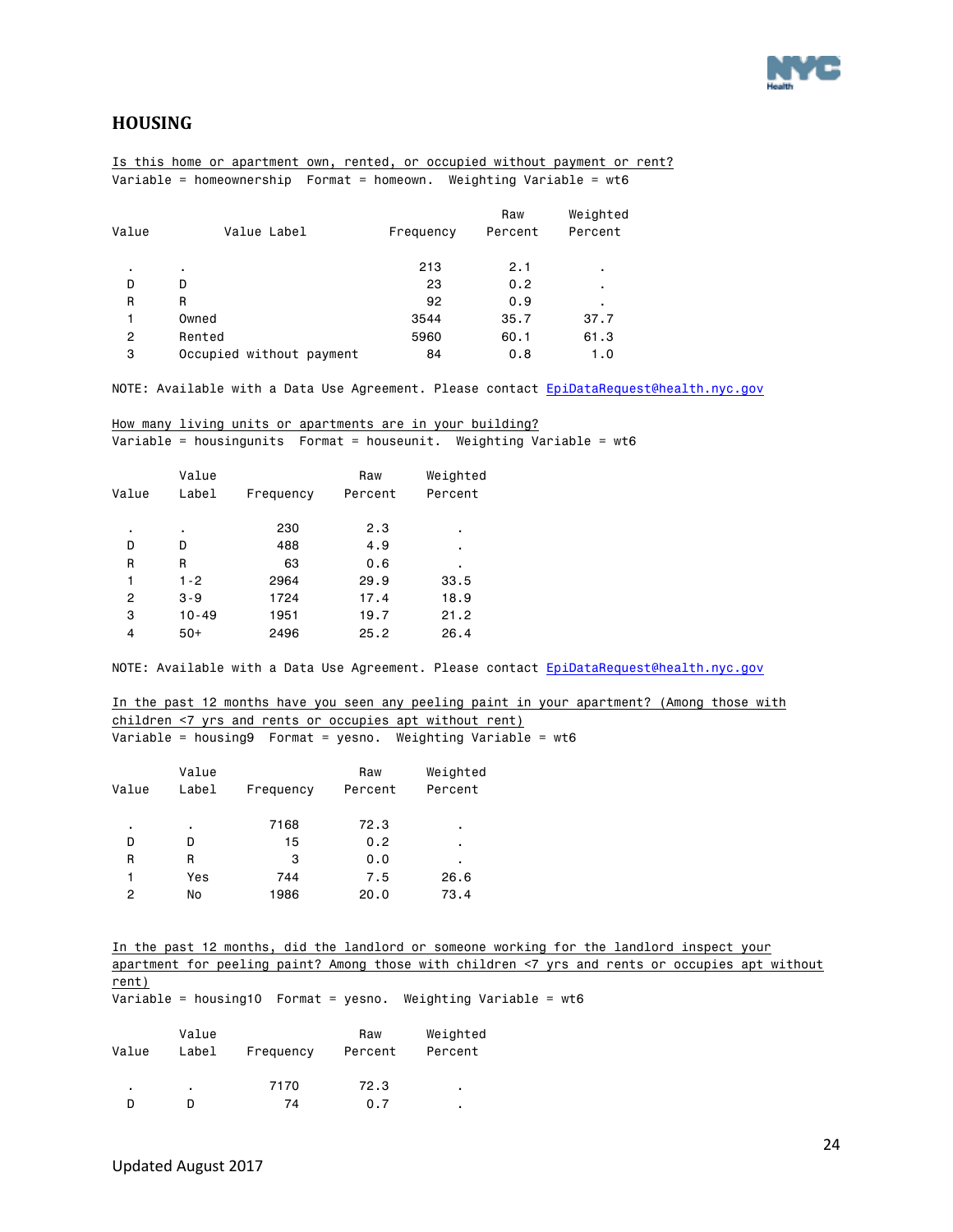## HOUSING

Is this home or apartment own, rented, or occupied without payment or rent?

Variable = homeownership  Format = homeown.  Weighting Variable = wt6

| Value | Value Label | Frequency | Raw Percent | Weighted Percent |
|---|---|---|---|---|
| . | . | 213 | 2.1 | . |
| D | D | 23 | 0.2 | . |
| R | R | 92 | 0.9 | . |
| 1 | Owned | 3544 | 35.7 | 37.7 |
| 2 | Rented | 5960 | 60.1 | 61.3 |
| 3 | Occupied without payment | 84 | 0.8 | 1.0 |

NOTE: Available with a Data Use Agreement. Please contact EpiDataRequest@health.nyc.gov

How many living units or apartments are in your building?

Variable = housingunits  Format = houseunit.  Weighting Variable = wt6

| Value | Value Label | Frequency | Raw Percent | Weighted Percent |
|---|---|---|---|---|
| . | . | 230 | 2.3 | . |
| D | D | 488 | 4.9 | . |
| R | R | 63 | 0.6 | . |
| 1 | 1-2 | 2964 | 29.9 | 33.5 |
| 2 | 3-9 | 1724 | 17.4 | 18.9 |
| 3 | 10-49 | 1951 | 19.7 | 21.2 |
| 4 | 50+ | 2496 | 25.2 | 26.4 |

NOTE: Available with a Data Use Agreement. Please contact EpiDataRequest@health.nyc.gov

In the past 12 months have you seen any peeling paint in your apartment? (Among those with children <7 yrs and rents or occupies apt without rent)

Variable = housing9  Format = yesno.  Weighting Variable = wt6

| Value | Value Label | Frequency | Raw Percent | Weighted Percent |
|---|---|---|---|---|
| . | . | 7168 | 72.3 | . |
| D | D | 15 | 0.2 | . |
| R | R | 3 | 0.0 | . |
| 1 | Yes | 744 | 7.5 | 26.6 |
| 2 | No | 1986 | 20.0 | 73.4 |

In the past 12 months, did the landlord or someone working for the landlord inspect your apartment for peeling paint? Among those with children <7 yrs and rents or occupies apt without rent)

Variable = housing10  Format = yesno.  Weighting Variable = wt6

| Value | Value Label | Frequency | Raw Percent | Weighted Percent |
|---|---|---|---|---|
| . | . | 7170 | 72.3 | . |
| D | D | 74 | 0.7 | . |

Updated August 2017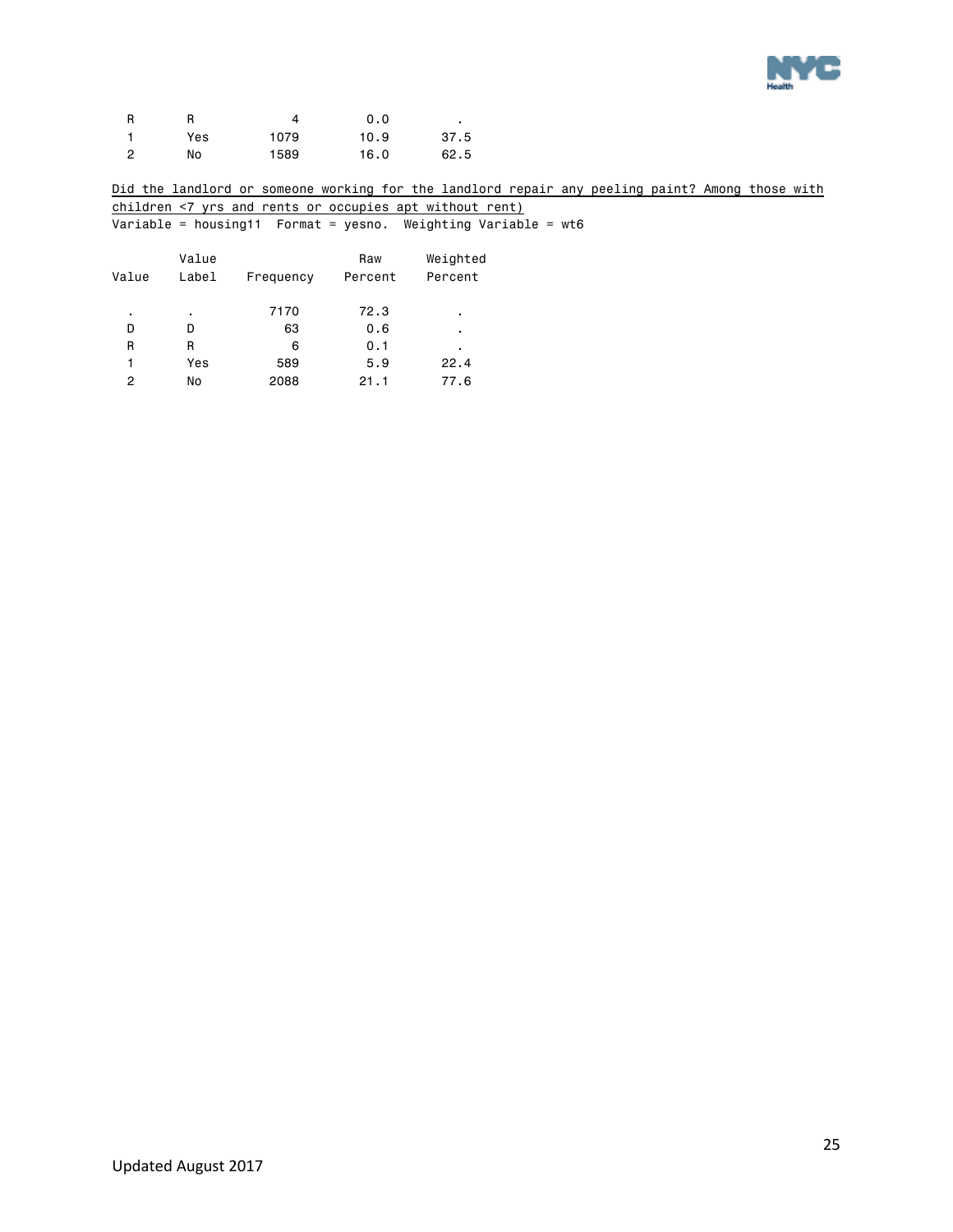| Value | Value Label | Frequency | Raw Percent | Weighted Percent |
|---|---|---|---|---|
| R | R | 4 | 0.0 | . |
| 1 | Yes | 1079 | 10.9 | 37.5 |
| 2 | No | 1589 | 16.0 | 62.5 |

Did the landlord or someone working for the landlord repair any peeling paint? Among those with children <7 yrs and rents or occupies apt without rent)

Variable = housing11 Format = yesno. Weighting Variable = wt6

| Value | Value Label | Frequency | Raw Percent | Weighted Percent |
|---|---|---|---|---|
| . | . | 7170 | 72.3 | . |
| D | D | 63 | 0.6 | . |
| R | R | 6 | 0.1 | . |
| 1 | Yes | 589 | 5.9 | 22.4 |
| 2 | No | 2088 | 21.1 | 77.6 |

Updated August 2017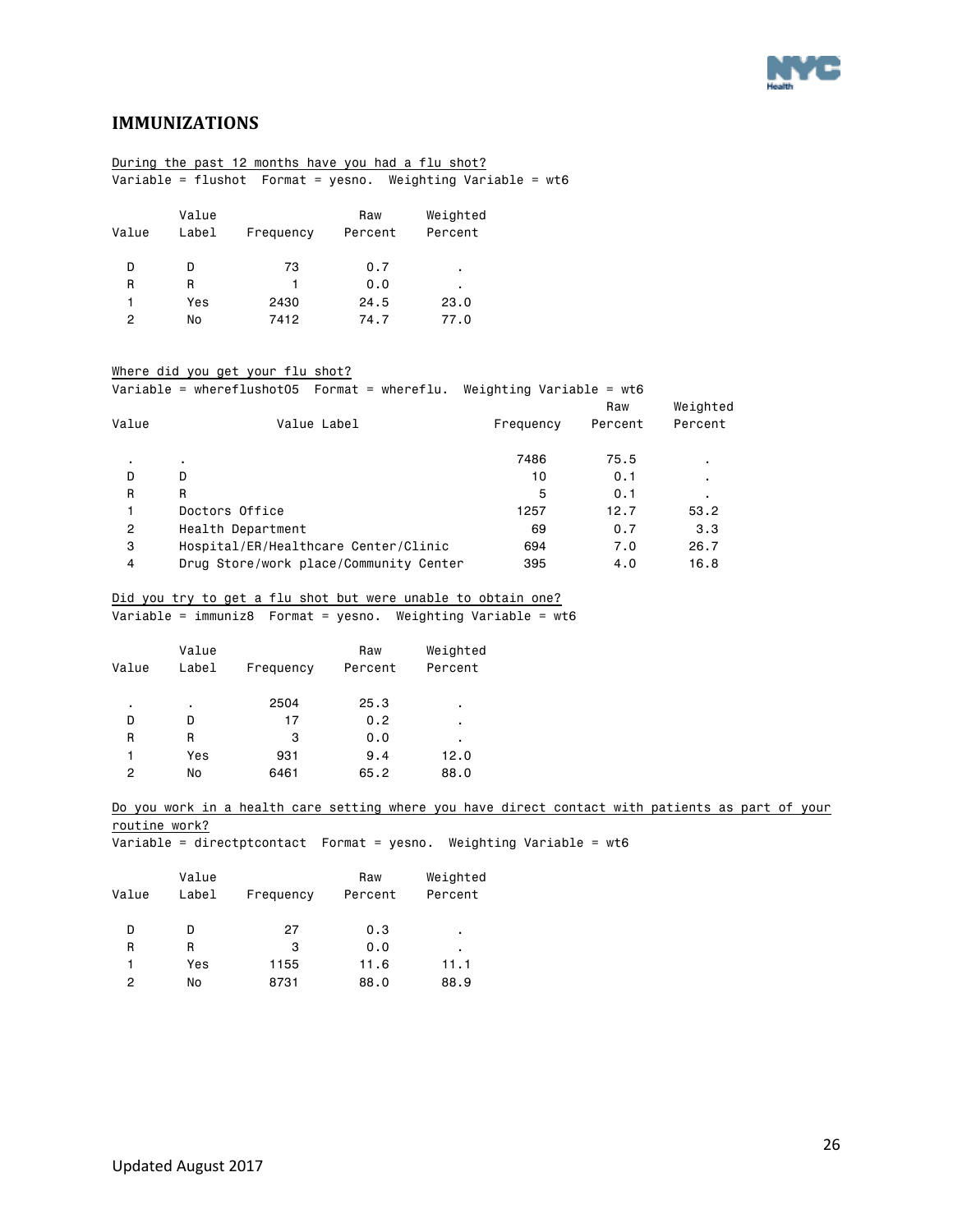## IMMUNIZATIONS

During the past 12 months have you had a flu shot?
Variable = flushot Format = yesno. Weighting Variable = wt6

| Value | Value Label | Frequency | Raw Percent | Weighted Percent |
|---|---|---|---|---|
| D | D | 73 | 0.7 | . |
| R | R | 1 | 0.0 | . |
| 1 | Yes | 2430 | 24.5 | 23.0 |
| 2 | No | 7412 | 74.7 | 77.0 |

Where did you get your flu shot?
Variable = whereflushot05 Format = whereflu. Weighting Variable = wt6

| Value | Value Label | Frequency | Raw Percent | Weighted Percent |
|---|---|---|---|---|
| . | . | 7486 | 75.5 | . |
| D | D | 10 | 0.1 | . |
| R | R | 5 | 0.1 | . |
| 1 | Doctors Office | 1257 | 12.7 | 53.2 |
| 2 | Health Department | 69 | 0.7 | 3.3 |
| 3 | Hospital/ER/Healthcare Center/Clinic | 694 | 7.0 | 26.7 |
| 4 | Drug Store/work place/Community Center | 395 | 4.0 | 16.8 |

Did you try to get a flu shot but were unable to obtain one?
Variable = immuniz8 Format = yesno. Weighting Variable = wt6

| Value | Value Label | Frequency | Raw Percent | Weighted Percent |
|---|---|---|---|---|
| . | . | 2504 | 25.3 | . |
| D | D | 17 | 0.2 | . |
| R | R | 3 | 0.0 | . |
| 1 | Yes | 931 | 9.4 | 12.0 |
| 2 | No | 6461 | 65.2 | 88.0 |

Do you work in a health care setting where you have direct contact with patients as part of your routine work?
Variable = directptcontact Format = yesno. Weighting Variable = wt6

| Value | Value Label | Frequency | Raw Percent | Weighted Percent |
|---|---|---|---|---|
| D | D | 27 | 0.3 | . |
| R | R | 3 | 0.0 | . |
| 1 | Yes | 1155 | 11.6 | 11.1 |
| 2 | No | 8731 | 88.0 | 88.9 |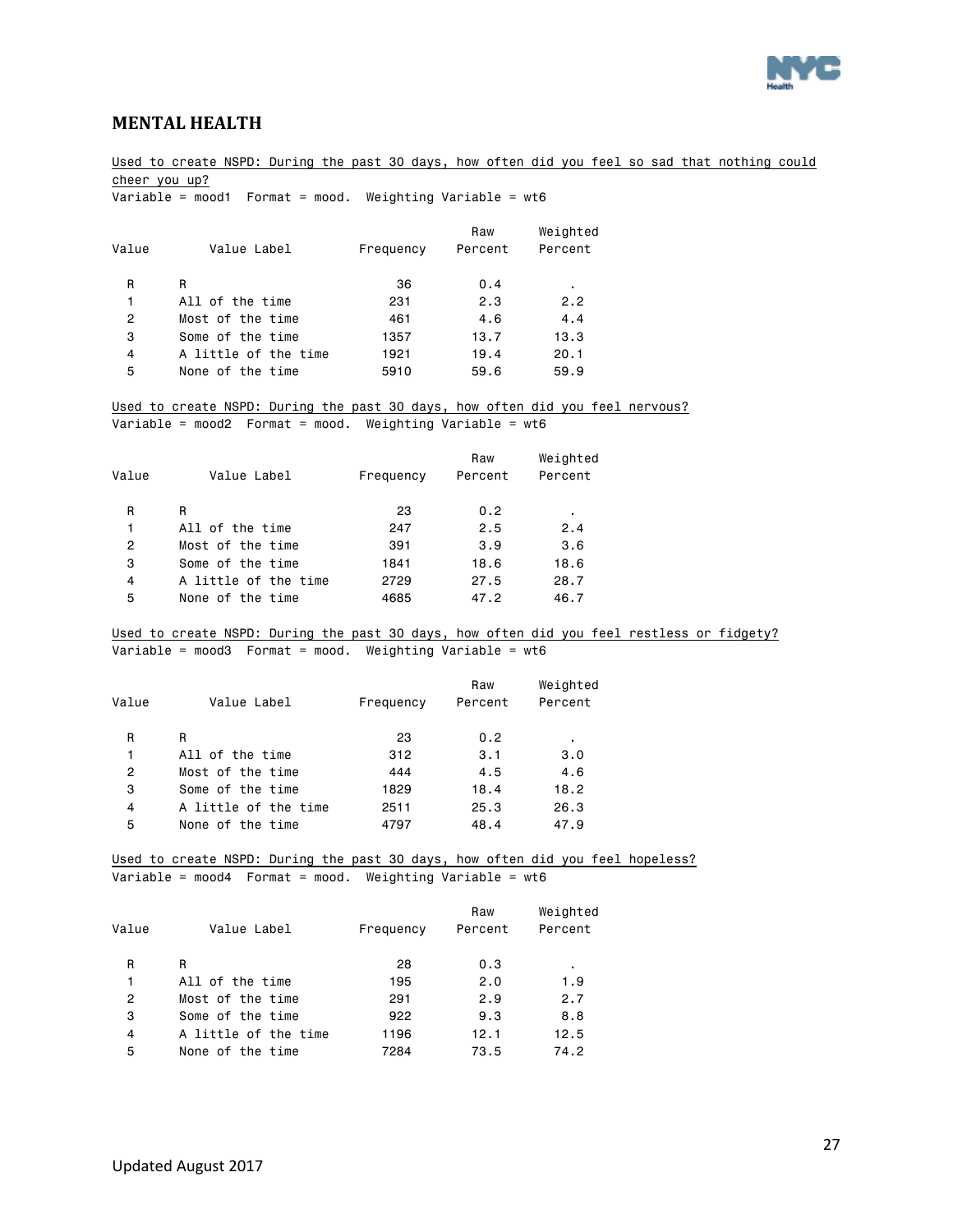## MENTAL HEALTH

Used to create NSPD: During the past 30 days, how often did you feel so sad that nothing could cheer you up?
Variable = mood1 Format = mood. Weighting Variable = wt6

| Value | Value Label | Frequency | Raw Percent | Weighted Percent |
|---|---|---|---|---|
| R | R | 36 | 0.4 | . |
| 1 | All of the time | 231 | 2.3 | 2.2 |
| 2 | Most of the time | 461 | 4.6 | 4.4 |
| 3 | Some of the time | 1357 | 13.7 | 13.3 |
| 4 | A little of the time | 1921 | 19.4 | 20.1 |
| 5 | None of the time | 5910 | 59.6 | 59.9 |

Used to create NSPD: During the past 30 days, how often did you feel nervous?
Variable = mood2 Format = mood. Weighting Variable = wt6

| Value | Value Label | Frequency | Raw Percent | Weighted Percent |
|---|---|---|---|---|
| R | R | 23 | 0.2 | . |
| 1 | All of the time | 247 | 2.5 | 2.4 |
| 2 | Most of the time | 391 | 3.9 | 3.6 |
| 3 | Some of the time | 1841 | 18.6 | 18.6 |
| 4 | A little of the time | 2729 | 27.5 | 28.7 |
| 5 | None of the time | 4685 | 47.2 | 46.7 |

Used to create NSPD: During the past 30 days, how often did you feel restless or fidgety?
Variable = mood3 Format = mood. Weighting Variable = wt6

| Value | Value Label | Frequency | Raw Percent | Weighted Percent |
|---|---|---|---|---|
| R | R | 23 | 0.2 | . |
| 1 | All of the time | 312 | 3.1 | 3.0 |
| 2 | Most of the time | 444 | 4.5 | 4.6 |
| 3 | Some of the time | 1829 | 18.4 | 18.2 |
| 4 | A little of the time | 2511 | 25.3 | 26.3 |
| 5 | None of the time | 4797 | 48.4 | 47.9 |

Used to create NSPD: During the past 30 days, how often did you feel hopeless?
Variable = mood4 Format = mood. Weighting Variable = wt6

| Value | Value Label | Frequency | Raw Percent | Weighted Percent |
|---|---|---|---|---|
| R | R | 28 | 0.3 | . |
| 1 | All of the time | 195 | 2.0 | 1.9 |
| 2 | Most of the time | 291 | 2.9 | 2.7 |
| 3 | Some of the time | 922 | 9.3 | 8.8 |
| 4 | A little of the time | 1196 | 12.1 | 12.5 |
| 5 | None of the time | 7284 | 73.5 | 74.2 |

Updated August 2017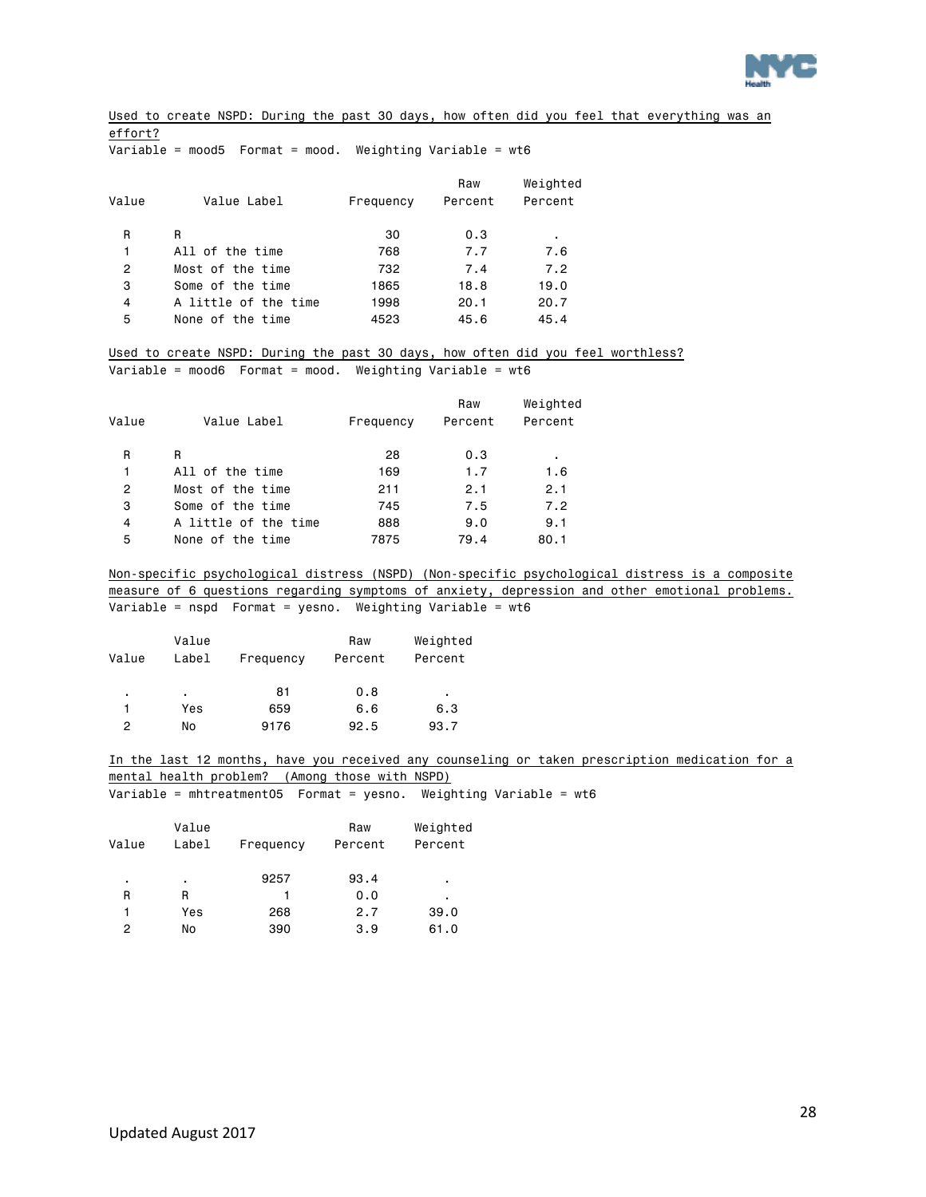Used to create NSPD: During the past 30 days, how often did you feel that everything was an effort?

Variable = mood5  Format = mood.  Weighting Variable = wt6

| Value | Value Label | Frequency | Raw Percent | Weighted Percent |
|---|---|---|---|---|
| R | R | 30 | 0.3 | . |
| 1 | All of the time | 768 | 7.7 | 7.6 |
| 2 | Most of the time | 732 | 7.4 | 7.2 |
| 3 | Some of the time | 1865 | 18.8 | 19.0 |
| 4 | A little of the time | 1998 | 20.1 | 20.7 |
| 5 | None of the time | 4523 | 45.6 | 45.4 |

Used to create NSPD: During the past 30 days, how often did you feel worthless?

Variable = mood6  Format = mood.  Weighting Variable = wt6

| Value | Value Label | Frequency | Raw Percent | Weighted Percent |
|---|---|---|---|---|
| R | R | 28 | 0.3 | . |
| 1 | All of the time | 169 | 1.7 | 1.6 |
| 2 | Most of the time | 211 | 2.1 | 2.1 |
| 3 | Some of the time | 745 | 7.5 | 7.2 |
| 4 | A little of the time | 888 | 9.0 | 9.1 |
| 5 | None of the time | 7875 | 79.4 | 80.1 |

Non-specific psychological distress (NSPD) (Non-specific psychological distress is a composite measure of 6 questions regarding symptoms of anxiety, depression and other emotional problems.

Variable = nspd  Format = yesno.  Weighting Variable = wt6

| Value | Value Label | Frequency | Raw Percent | Weighted Percent |
|---|---|---|---|---|
| . | . | 81 | 0.8 | . |
| 1 | Yes | 659 | 6.6 | 6.3 |
| 2 | No | 9176 | 92.5 | 93.7 |

In the last 12 months, have you received any counseling or taken prescription medication for a mental health problem? (Among those with NSPD)

Variable = mhtreatment05  Format = yesno.  Weighting Variable = wt6

| Value | Value Label | Frequency | Raw Percent | Weighted Percent |
|---|---|---|---|---|
| . | . | 9257 | 93.4 | . |
| R | R | 1 | 0.0 | . |
| 1 | Yes | 268 | 2.7 | 39.0 |
| 2 | No | 390 | 3.9 | 61.0 |

Updated August 2017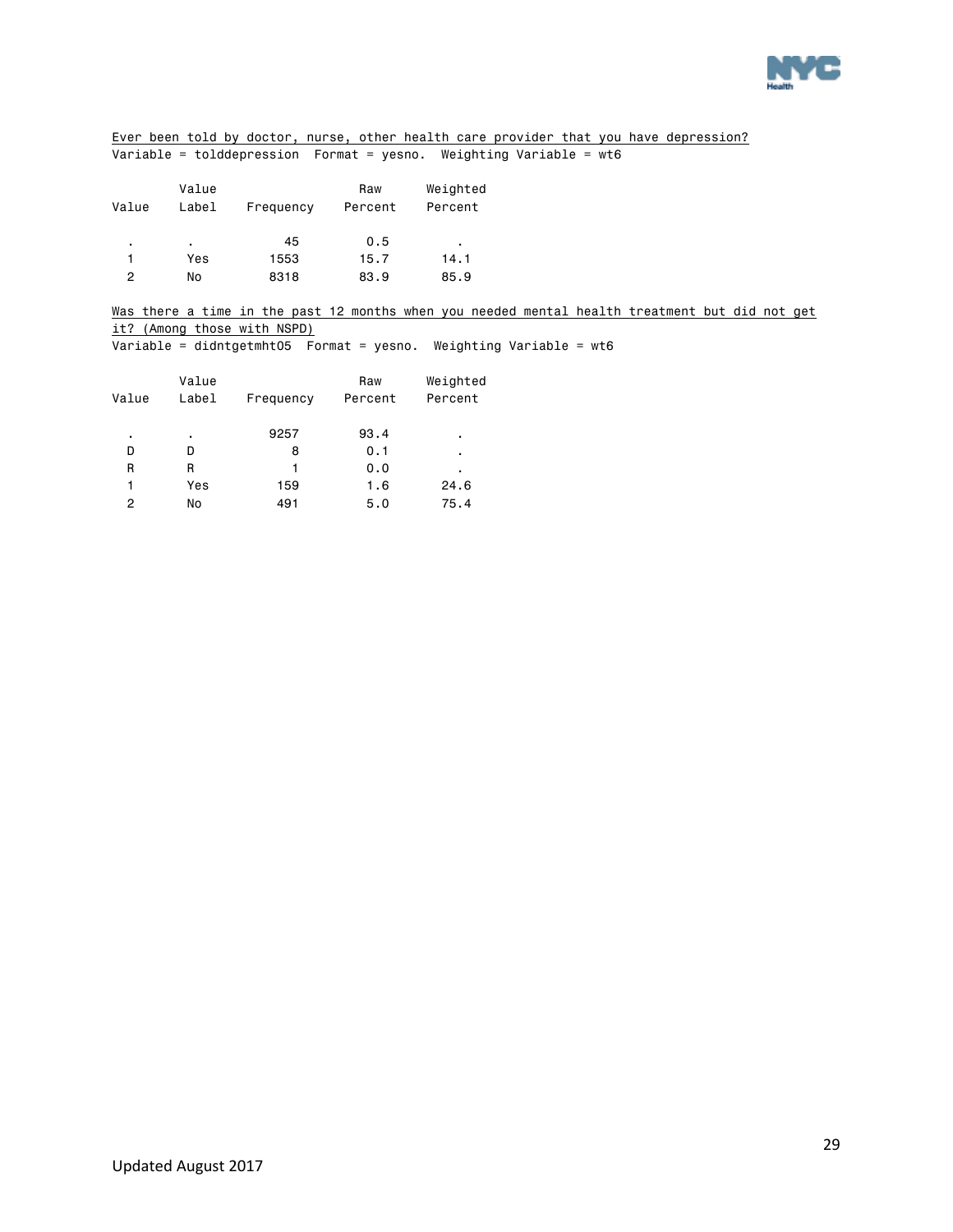Ever been told by doctor, nurse, other health care provider that you have depression?

Variable = tolddepression Format = yesno. Weighting Variable = wt6

| Value | Value Label | Frequency | Raw Percent | Weighted Percent |
|---|---|---|---|---|
| . | . | 45 | 0.5 | . |
| 1 | Yes | 1553 | 15.7 | 14.1 |
| 2 | No | 8318 | 83.9 | 85.9 |

Was there a time in the past 12 months when you needed mental health treatment but did not get it? (Among those with NSPD)

Variable = didntgetmht05 Format = yesno. Weighting Variable = wt6

| Value | Value Label | Frequency | Raw Percent | Weighted Percent |
|---|---|---|---|---|
| . | . | 9257 | 93.4 | . |
| D | D | 8 | 0.1 | . |
| R | R | 1 | 0.0 | . |
| 1 | Yes | 159 | 1.6 | 24.6 |
| 2 | No | 491 | 5.0 | 75.4 |

Updated August 2017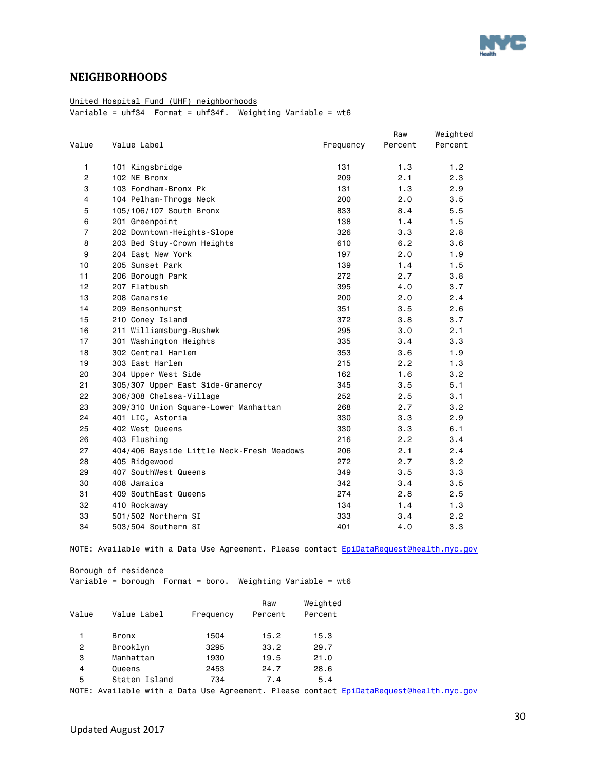## NEIGHBORHOODS

United Hospital Fund (UHF) neighborhoods

Variable = uhf34 Format = uhf34f. Weighting Variable = wt6

| Value | Value Label | Frequency | Raw Percent | Weighted Percent |
|---|---|---|---|---|
| 1 | 101 Kingsbridge | 131 | 1.3 | 1.2 |
| 2 | 102 NE Bronx | 209 | 2.1 | 2.3 |
| 3 | 103 Fordham-Bronx Pk | 131 | 1.3 | 2.9 |
| 4 | 104 Pelham-Throgs Neck | 200 | 2.0 | 3.5 |
| 5 | 105/106/107 South Bronx | 833 | 8.4 | 5.5 |
| 6 | 201 Greenpoint | 138 | 1.4 | 1.5 |
| 7 | 202 Downtown-Heights-Slope | 326 | 3.3 | 2.8 |
| 8 | 203 Bed Stuy-Crown Heights | 610 | 6.2 | 3.6 |
| 9 | 204 East New York | 197 | 2.0 | 1.9 |
| 10 | 205 Sunset Park | 139 | 1.4 | 1.5 |
| 11 | 206 Borough Park | 272 | 2.7 | 3.8 |
| 12 | 207 Flatbush | 395 | 4.0 | 3.7 |
| 13 | 208 Canarsie | 200 | 2.0 | 2.4 |
| 14 | 209 Bensonhurst | 351 | 3.5 | 2.6 |
| 15 | 210 Coney Island | 372 | 3.8 | 3.7 |
| 16 | 211 Williamsburg-Bushwk | 295 | 3.0 | 2.1 |
| 17 | 301 Washington Heights | 335 | 3.4 | 3.3 |
| 18 | 302 Central Harlem | 353 | 3.6 | 1.9 |
| 19 | 303 East Harlem | 215 | 2.2 | 1.3 |
| 20 | 304 Upper West Side | 162 | 1.6 | 3.2 |
| 21 | 305/307 Upper East Side-Gramercy | 345 | 3.5 | 5.1 |
| 22 | 306/308 Chelsea-Village | 252 | 2.5 | 3.1 |
| 23 | 309/310 Union Square-Lower Manhattan | 268 | 2.7 | 3.2 |
| 24 | 401 LIC, Astoria | 330 | 3.3 | 2.9 |
| 25 | 402 West Queens | 330 | 3.3 | 6.1 |
| 26 | 403 Flushing | 216 | 2.2 | 3.4 |
| 27 | 404/406 Bayside Little Neck-Fresh Meadows | 206 | 2.1 | 2.4 |
| 28 | 405 Ridgewood | 272 | 2.7 | 3.2 |
| 29 | 407 SouthWest Queens | 349 | 3.5 | 3.3 |
| 30 | 408 Jamaica | 342 | 3.4 | 3.5 |
| 31 | 409 SouthEast Queens | 274 | 2.8 | 2.5 |
| 32 | 410 Rockaway | 134 | 1.4 | 1.3 |
| 33 | 501/502 Northern SI | 333 | 3.4 | 2.2 |
| 34 | 503/504 Southern SI | 401 | 4.0 | 3.3 |

NOTE: Available with a Data Use Agreement. Please contact EpiDataRequest@health.nyc.gov

Borough of residence

Variable = borough Format = boro. Weighting Variable = wt6

| Value | Value Label | Frequency | Raw Percent | Weighted Percent |
|---|---|---|---|---|
| 1 | Bronx | 1504 | 15.2 | 15.3 |
| 2 | Brooklyn | 3295 | 33.2 | 29.7 |
| 3 | Manhattan | 1930 | 19.5 | 21.0 |
| 4 | Queens | 2453 | 24.7 | 28.6 |
| 5 | Staten Island | 734 | 7.4 | 5.4 |

NOTE: Available with a Data Use Agreement. Please contact EpiDataRequest@health.nyc.gov

Updated August 2017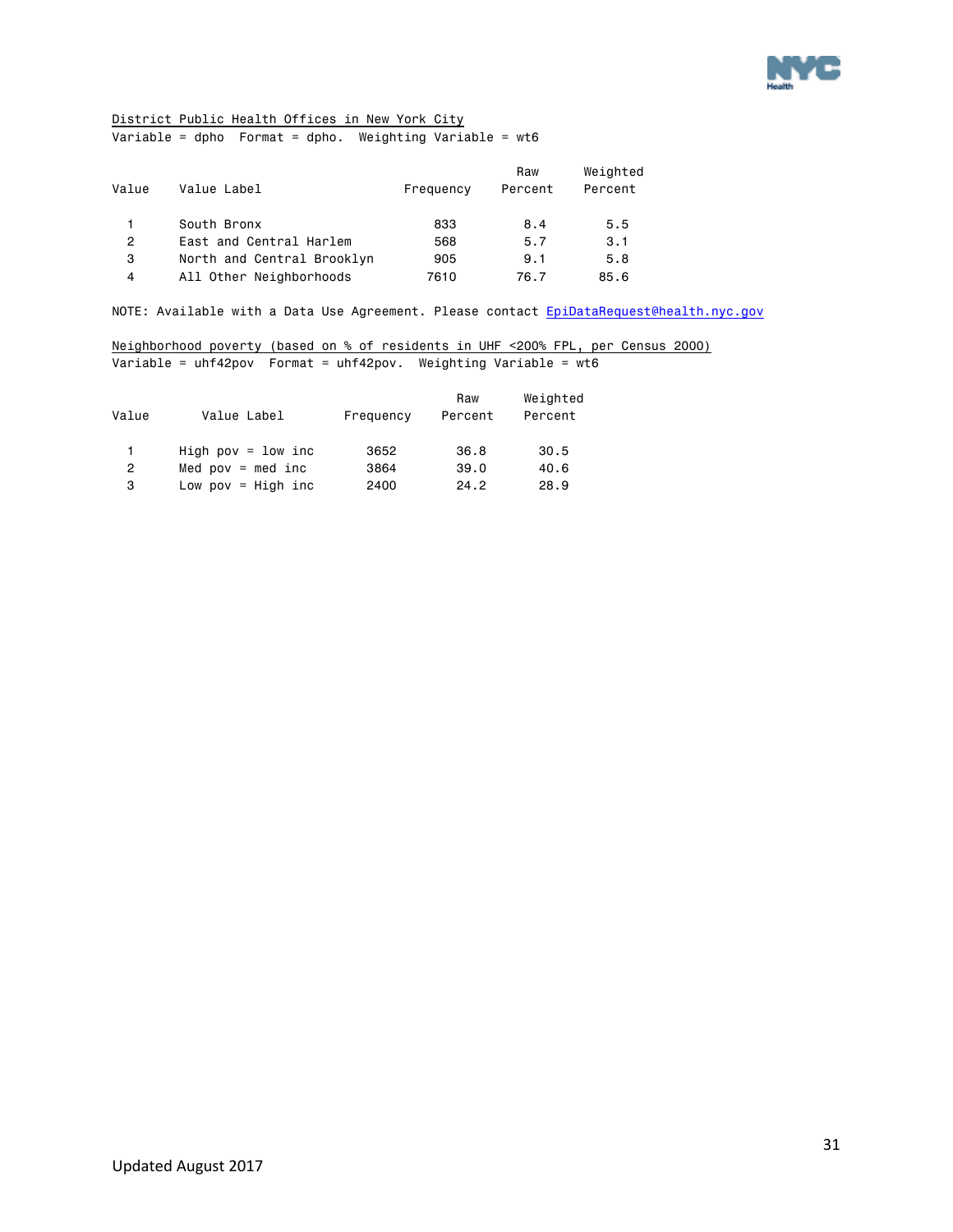<u>District Public Health Offices in New York City</u>

Variable = dpho  Format = dpho.  Weighting Variable = wt6

| Value | Value Label | Frequency | Raw Percent | Weighted Percent |
|---|---|---|---|---|
| 1 | South Bronx | 833 | 8.4 | 5.5 |
| 2 | East and Central Harlem | 568 | 5.7 | 3.1 |
| 3 | North and Central Brooklyn | 905 | 9.1 | 5.8 |
| 4 | All Other Neighborhoods | 7610 | 76.7 | 85.6 |

NOTE: Available with a Data Use Agreement. Please contact EpiDataRequest@health.nyc.gov

<u>Neighborhood poverty (based on % of residents in UHF <200% FPL, per Census 2000)</u>

Variable = uhf42pov  Format = uhf42pov.  Weighting Variable = wt6

| Value | Value Label | Frequency | Raw Percent | Weighted Percent |
|---|---|---|---|---|
| 1 | High pov = low inc | 3652 | 36.8 | 30.5 |
| 2 | Med pov = med inc | 3864 | 39.0 | 40.6 |
| 3 | Low pov = High inc | 2400 | 24.2 | 28.9 |

Updated August 2017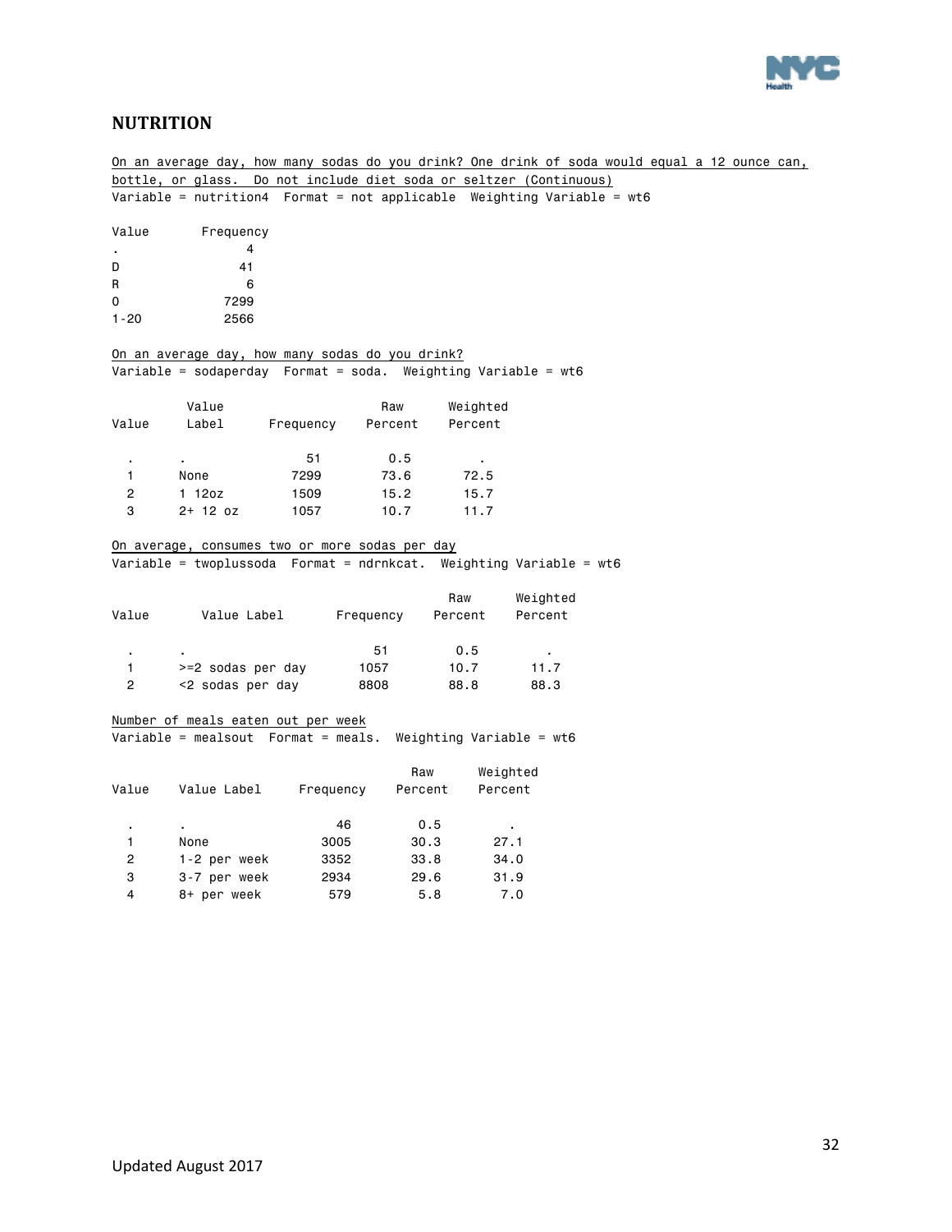## NUTRITION

On an average day, how many sodas do you drink? One drink of soda would equal a 12 ounce can, bottle, or glass.  Do not include diet soda or seltzer (Continuous)

Variable = nutrition4  Format = not applicable  Weighting Variable = wt6

| Value | Frequency |
|---|---|
| . | 4 |
| D | 41 |
| R | 6 |
| 0 | 7299 |
| 1-20 | 2566 |

On an average day, how many sodas do you drink?

Variable = sodaperday  Format = soda.  Weighting Variable = wt6

| Value | Value Label | Frequency | Raw Percent | Weighted Percent |
|---|---|---|---|---|
| . | . | 51 | 0.5 | . |
| 1 | None | 7299 | 73.6 | 72.5 |
| 2 | 1 12oz | 1509 | 15.2 | 15.7 |
| 3 | 2+ 12 oz | 1057 | 10.7 | 11.7 |

On average, consumes two or more sodas per day

Variable = twoplussoda  Format = ndrnkcat.  Weighting Variable = wt6

| Value | Value Label | Frequency | Raw Percent | Weighted Percent |
|---|---|---|---|---|
| . | . | 51 | 0.5 | . |
| 1 | >=2 sodas per day | 1057 | 10.7 | 11.7 |
| 2 | <2 sodas per day | 8808 | 88.8 | 88.3 |

Number of meals eaten out per week

Variable = mealsout  Format = meals.  Weighting Variable = wt6

| Value | Value Label | Frequency | Raw Percent | Weighted Percent |
|---|---|---|---|---|
| . | . | 46 | 0.5 | . |
| 1 | None | 3005 | 30.3 | 27.1 |
| 2 | 1-2 per week | 3352 | 33.8 | 34.0 |
| 3 | 3-7 per week | 2934 | 29.6 | 31.9 |
| 4 | 8+ per week | 579 | 5.8 | 7.0 |

Updated August 2017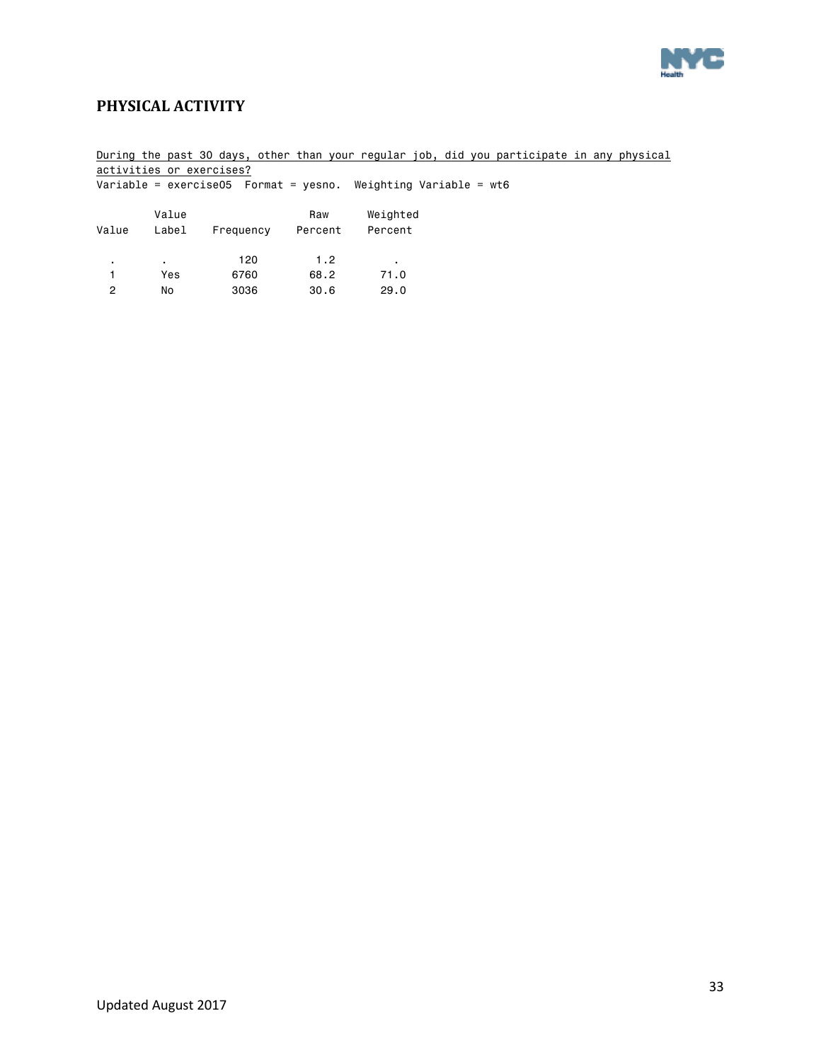## PHYSICAL ACTIVITY

<u>During the past 30 days, other than your regular job, did you participate in any physical activities or exercises?</u>
Variable = exercise05  Format = yesno.  Weighting Variable = wt6

| Value | Value Label | Frequency | Raw Percent | Weighted Percent |
|---|---|---|---|---|
| . | . | 120 | 1.2 | . |
| 1 | Yes | 6760 | 68.2 | 71.0 |
| 2 | No | 3036 | 30.6 | 29.0 |

Updated August 2017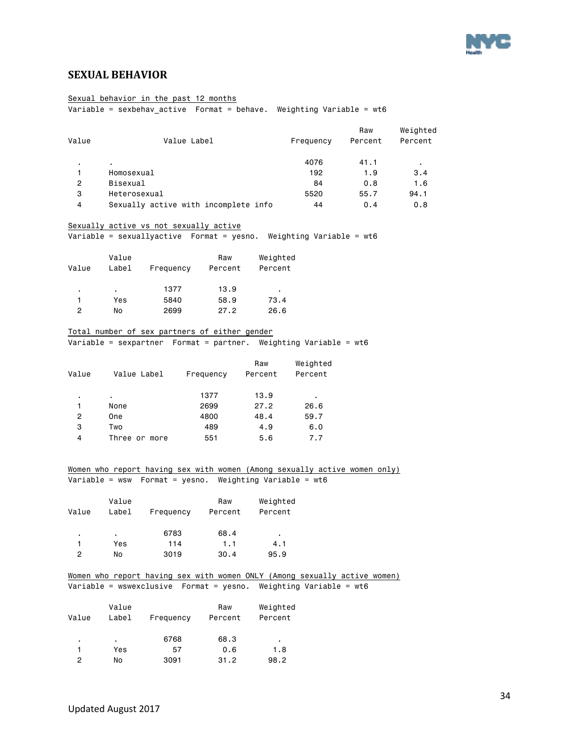## SEXUAL BEHAVIOR

Sexual behavior in the past 12 months
Variable = sexbehav_active  Format = behave.  Weighting Variable = wt6

| Value | Value Label | Frequency | Raw Percent | Weighted Percent |
|---|---|---|---|---|
| . | . | 4076 | 41.1 | . |
| 1 | Homosexual | 192 | 1.9 | 3.4 |
| 2 | Bisexual | 84 | 0.8 | 1.6 |
| 3 | Heterosexual | 5520 | 55.7 | 94.1 |
| 4 | Sexually active with incomplete info | 44 | 0.4 | 0.8 |

Sexually active vs not sexually active
Variable = sexuallyactive  Format = yesno.  Weighting Variable = wt6

| Value | Value Label | Frequency | Raw Percent | Weighted Percent |
|---|---|---|---|---|
| . | . | 1377 | 13.9 | . |
| 1 | Yes | 5840 | 58.9 | 73.4 |
| 2 | No | 2699 | 27.2 | 26.6 |

Total number of sex partners of either gender
Variable = sexpartner  Format = partner.  Weighting Variable = wt6

| Value | Value Label | Frequency | Raw Percent | Weighted Percent |
|---|---|---|---|---|
| . | . | 1377 | 13.9 | . |
| 1 | None | 2699 | 27.2 | 26.6 |
| 2 | One | 4800 | 48.4 | 59.7 |
| 3 | Two | 489 | 4.9 | 6.0 |
| 4 | Three or more | 551 | 5.6 | 7.7 |

Women who report having sex with women (Among sexually active women only)
Variable = wsw  Format = yesno.  Weighting Variable = wt6

| Value | Value Label | Frequency | Raw Percent | Weighted Percent |
|---|---|---|---|---|
| . | . | 6783 | 68.4 | . |
| 1 | Yes | 114 | 1.1 | 4.1 |
| 2 | No | 3019 | 30.4 | 95.9 |

Women who report having sex with women ONLY (Among sexually active women)
Variable = wswexclusive  Format = yesno.  Weighting Variable = wt6

| Value | Value Label | Frequency | Raw Percent | Weighted Percent |
|---|---|---|---|---|
| . | . | 6768 | 68.3 | . |
| 1 | Yes | 57 | 0.6 | 1.8 |
| 2 | No | 3091 | 31.2 | 98.2 |

Updated August 2017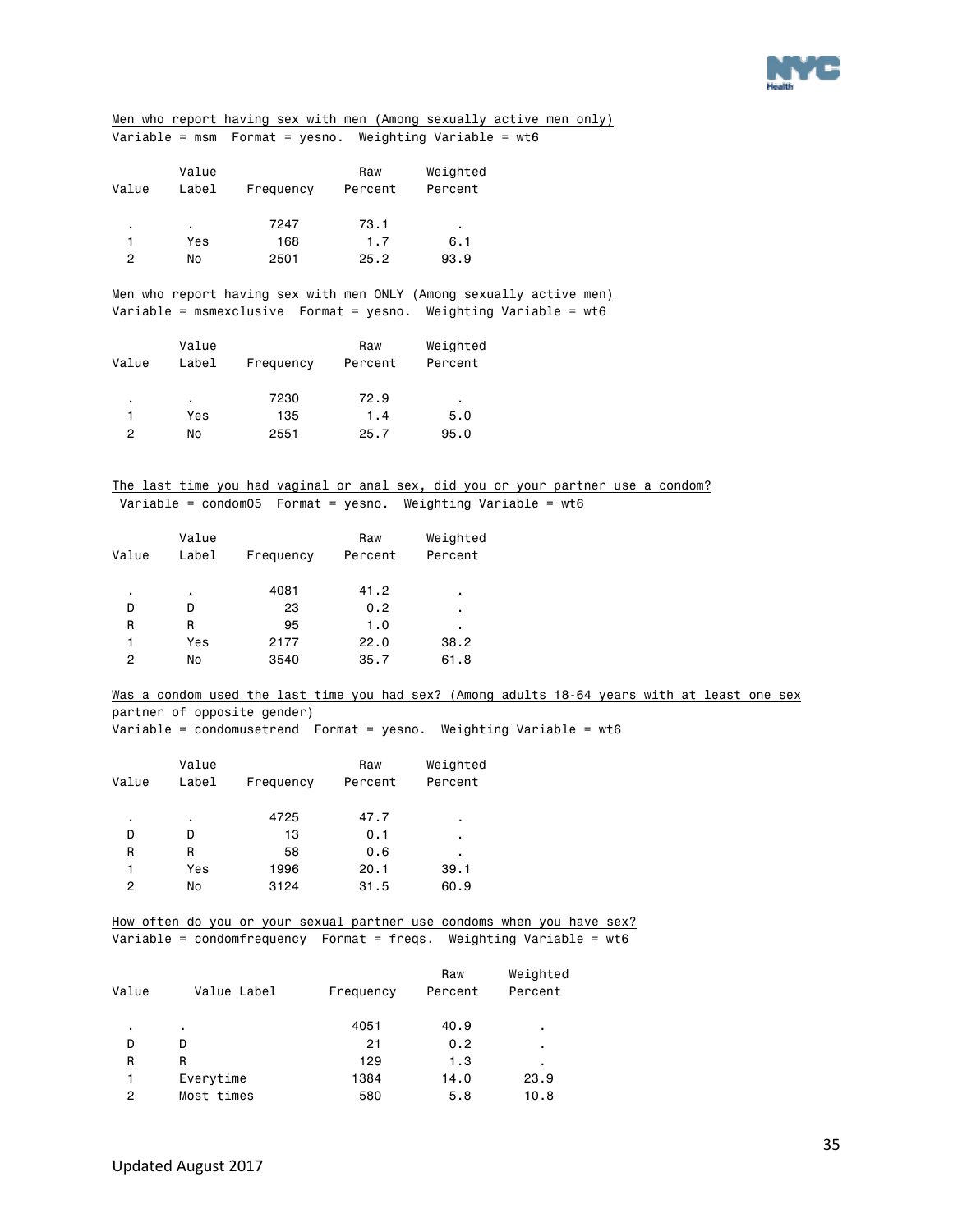Men who report having sex with men (Among sexually active men only)

Variable = msm   Format = yesno.   Weighting Variable = wt6

| Value | Value Label | Frequency | Raw Percent | Weighted Percent |
|---|---|---|---|---|
| . | . | 7247 | 73.1 | . |
| 1 | Yes | 168 | 1.7 | 6.1 |
| 2 | No | 2501 | 25.2 | 93.9 |

Men who report having sex with men ONLY (Among sexually active men)

Variable = msmexclusive   Format = yesno.   Weighting Variable = wt6

| Value | Value Label | Frequency | Raw Percent | Weighted Percent |
|---|---|---|---|---|
| . | . | 7230 | 72.9 | . |
| 1 | Yes | 135 | 1.4 | 5.0 |
| 2 | No | 2551 | 25.7 | 95.0 |

The last time you had vaginal or anal sex, did you or your partner use a condom?

Variable = condom05   Format = yesno.   Weighting Variable = wt6

| Value | Value Label | Frequency | Raw Percent | Weighted Percent |
|---|---|---|---|---|
| . | . | 4081 | 41.2 | . |
| D | D | 23 | 0.2 | . |
| R | R | 95 | 1.0 | . |
| 1 | Yes | 2177 | 22.0 | 38.2 |
| 2 | No | 3540 | 35.7 | 61.8 |

Was a condom used the last time you had sex? (Among adults 18-64 years with at least one sex partner of opposite gender)

Variable = condomusetrend   Format = yesno.   Weighting Variable = wt6

| Value | Value Label | Frequency | Raw Percent | Weighted Percent |
|---|---|---|---|---|
| . | . | 4725 | 47.7 | . |
| D | D | 13 | 0.1 | . |
| R | R | 58 | 0.6 | . |
| 1 | Yes | 1996 | 20.1 | 39.1 |
| 2 | No | 3124 | 31.5 | 60.9 |

How often do you or your sexual partner use condoms when you have sex?

Variable = condomfrequency   Format = freqs.   Weighting Variable = wt6

| Value | Value Label | Frequency | Raw Percent | Weighted Percent |
|---|---|---|---|---|
| . | . | 4051 | 40.9 | . |
| D | D | 21 | 0.2 | . |
| R | R | 129 | 1.3 | . |
| 1 | Everytime | 1384 | 14.0 | 23.9 |
| 2 | Most times | 580 | 5.8 | 10.8 |

Updated August 2017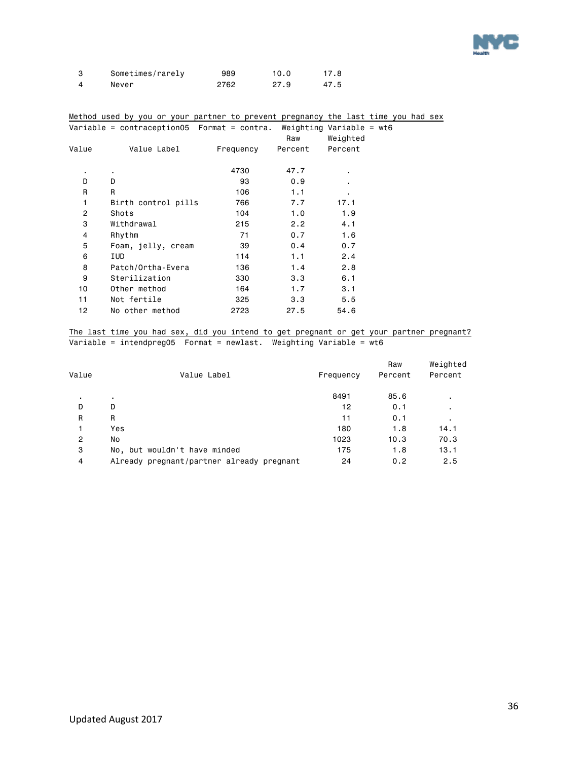| Value | Value Label | Frequency | Raw Percent | Weighted Percent |
|---|---|---|---|---|
| 3 | Sometimes/rarely | 989 | 10.0 | 17.8 |
| 4 | Never | 2762 | 27.9 | 47.5 |

Method used by you or your partner to prevent pregnancy the last time you had sex

Variable = contraception05  Format = contra.  Weighting Variable = wt6

| Value | Value Label | Frequency | Raw Percent | Weighted Percent |
|---|---|---|---|---|
| . | . | 4730 | 47.7 | . |
| D | D | 93 | 0.9 | . |
| R | R | 106 | 1.1 | . |
| 1 | Birth control pills | 766 | 7.7 | 17.1 |
| 2 | Shots | 104 | 1.0 | 1.9 |
| 3 | Withdrawal | 215 | 2.2 | 4.1 |
| 4 | Rhythm | 71 | 0.7 | 1.6 |
| 5 | Foam, jelly, cream | 39 | 0.4 | 0.7 |
| 6 | IUD | 114 | 1.1 | 2.4 |
| 8 | Patch/Ortha-Evera | 136 | 1.4 | 2.8 |
| 9 | Sterilization | 330 | 3.3 | 6.1 |
| 10 | Other method | 164 | 1.7 | 3.1 |
| 11 | Not fertile | 325 | 3.3 | 5.5 |
| 12 | No other method | 2723 | 27.5 | 54.6 |

The last time you had sex, did you intend to get pregnant or get your partner pregnant?

Variable = intendpreg05  Format = newlast.  Weighting Variable = wt6

| Value | Value Label | Frequency | Raw Percent | Weighted Percent |
|---|---|---|---|---|
| . | . | 8491 | 85.6 | . |
| D | D | 12 | 0.1 | . |
| R | R | 11 | 0.1 | . |
| 1 | Yes | 180 | 1.8 | 14.1 |
| 2 | No | 1023 | 10.3 | 70.3 |
| 3 | No, but wouldn't have minded | 175 | 1.8 | 13.1 |
| 4 | Already pregnant/partner already pregnant | 24 | 0.2 | 2.5 |

Updated August 2017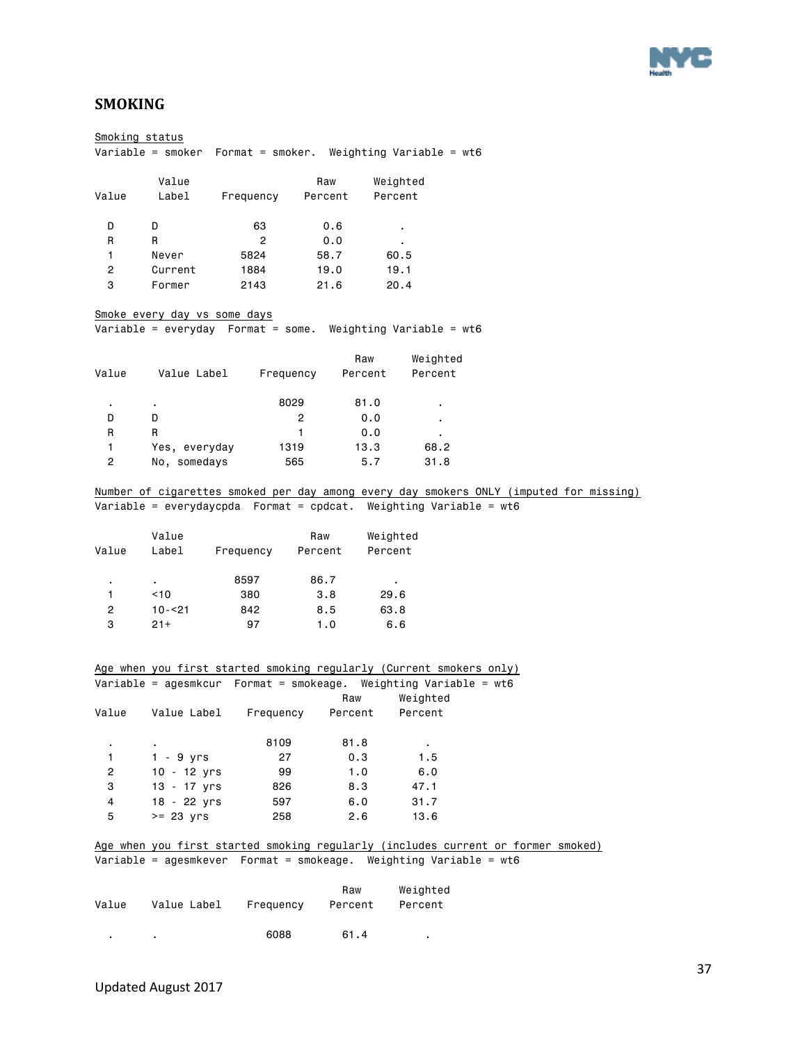## SMOKING

Smoking status
Variable = smoker Format = smoker. Weighting Variable = wt6

| Value | Value Label | Frequency | Raw Percent | Weighted Percent |
|---|---|---|---|---|
| D | D | 63 | 0.6 | . |
| R | R | 2 | 0.0 | . |
| 1 | Never | 5824 | 58.7 | 60.5 |
| 2 | Current | 1884 | 19.0 | 19.1 |
| 3 | Former | 2143 | 21.6 | 20.4 |

Smoke every day vs some days
Variable = everyday Format = some. Weighting Variable = wt6

| Value | Value Label | Frequency | Raw Percent | Weighted Percent |
|---|---|---|---|---|
| . | . | 8029 | 81.0 | . |
| D | D | 2 | 0.0 | . |
| R | R | 1 | 0.0 | . |
| 1 | Yes, everyday | 1319 | 13.3 | 68.2 |
| 2 | No, somedays | 565 | 5.7 | 31.8 |

Number of cigarettes smoked per day among every day smokers ONLY (imputed for missing)
Variable = everydaycpda Format = cpdcat. Weighting Variable = wt6

| Value | Value Label | Frequency | Raw Percent | Weighted Percent |
|---|---|---|---|---|
| . | . | 8597 | 86.7 | . |
| 1 | <10 | 380 | 3.8 | 29.6 |
| 2 | 10-<21 | 842 | 8.5 | 63.8 |
| 3 | 21+ | 97 | 1.0 | 6.6 |

Age when you first started smoking regularly (Current smokers only)
Variable = agesmkcur Format = smokeage. Weighting Variable = wt6

| Value | Value Label | Frequency | Raw Percent | Weighted Percent |
|---|---|---|---|---|
| . | . | 8109 | 81.8 | . |
| 1 | 1 - 9 yrs | 27 | 0.3 | 1.5 |
| 2 | 10 - 12 yrs | 99 | 1.0 | 6.0 |
| 3 | 13 - 17 yrs | 826 | 8.3 | 47.1 |
| 4 | 18 - 22 yrs | 597 | 6.0 | 31.7 |
| 5 | >= 23 yrs | 258 | 2.6 | 13.6 |

Age when you first started smoking regularly (includes current or former smoked)
Variable = agesmkever Format = smokeage. Weighting Variable = wt6

| Value | Value Label | Frequency | Raw Percent | Weighted Percent |
|---|---|---|---|---|
| . | . | 6088 | 61.4 | . |

Updated August 2017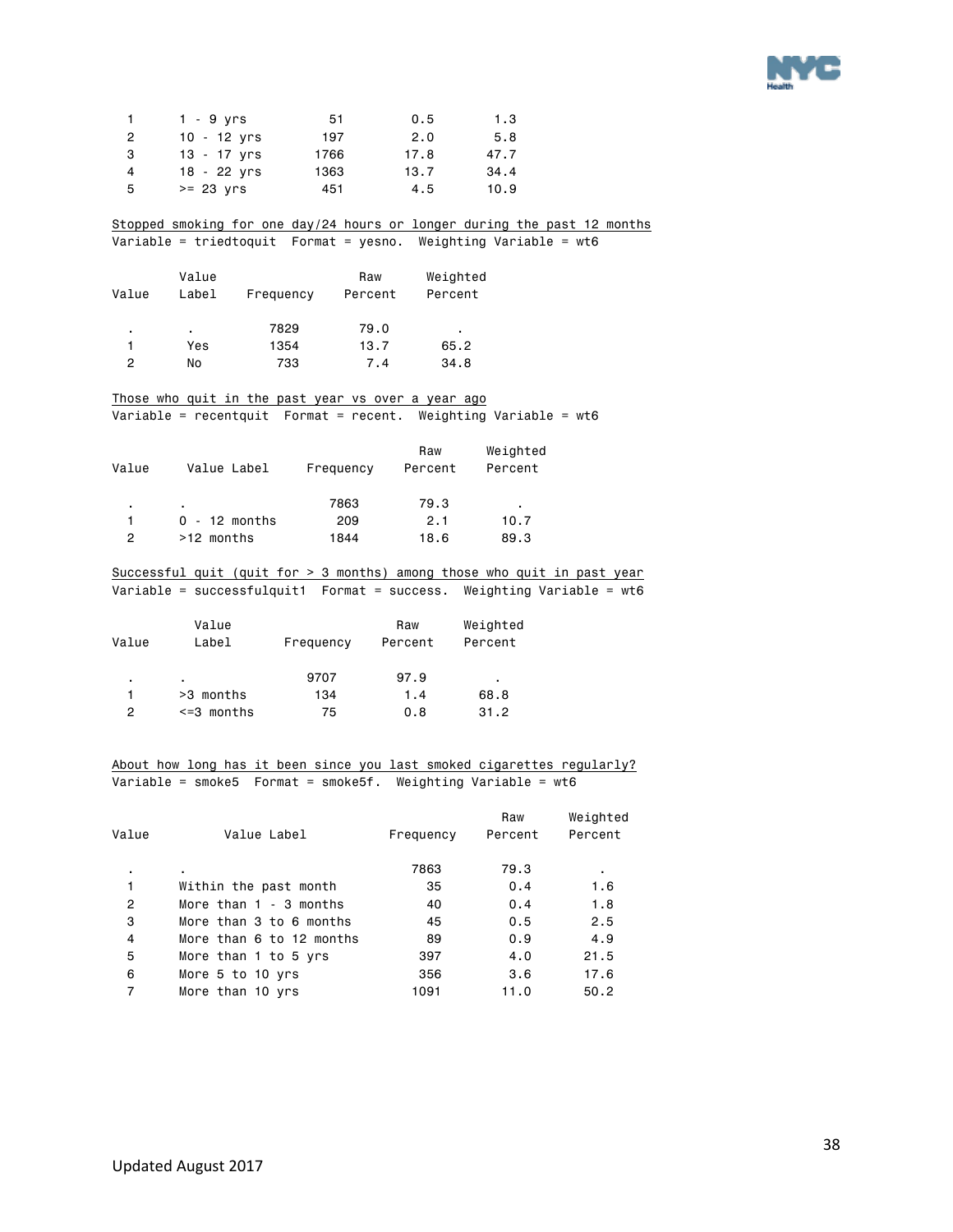| Value | Value Label | Frequency | Raw Percent | Weighted Percent |
|---|---|---|---|---|
| 1 | 1 - 9 yrs | 51 | 0.5 | 1.3 |
| 2 | 10 - 12 yrs | 197 | 2.0 | 5.8 |
| 3 | 13 - 17 yrs | 1766 | 17.8 | 47.7 |
| 4 | 18 - 22 yrs | 1363 | 13.7 | 34.4 |
| 5 | >= 23 yrs | 451 | 4.5 | 10.9 |

Stopped smoking for one day/24 hours or longer during the past 12 months
Variable = triedtoquit Format = yesno. Weighting Variable = wt6

| Value | Value Label | Frequency | Raw Percent | Weighted Percent |
|---|---|---|---|---|
| . | . | 7829 | 79.0 | . |
| 1 | Yes | 1354 | 13.7 | 65.2 |
| 2 | No | 733 | 7.4 | 34.8 |

Those who quit in the past year vs over a year ago
Variable = recentquit Format = recent. Weighting Variable = wt6

| Value | Value Label | Frequency | Raw Percent | Weighted Percent |
|---|---|---|---|---|
| . | . | 7863 | 79.3 | . |
| 1 | 0 - 12 months | 209 | 2.1 | 10.7 |
| 2 | >12 months | 1844 | 18.6 | 89.3 |

Successful quit (quit for > 3 months) among those who quit in past year
Variable = successfulquit1 Format = success. Weighting Variable = wt6

| Value | Value Label | Frequency | Raw Percent | Weighted Percent |
|---|---|---|---|---|
| . | . | 9707 | 97.9 | . |
| 1 | >3 months | 134 | 1.4 | 68.8 |
| 2 | <=3 months | 75 | 0.8 | 31.2 |

About how long has it been since you last smoked cigarettes regularly?
Variable = smoke5 Format = smoke5f. Weighting Variable = wt6

| Value | Value Label | Frequency | Raw Percent | Weighted Percent |
|---|---|---|---|---|
| . | . | 7863 | 79.3 | . |
| 1 | Within the past month | 35 | 0.4 | 1.6 |
| 2 | More than 1 - 3 months | 40 | 0.4 | 1.8 |
| 3 | More than 3 to 6 months | 45 | 0.5 | 2.5 |
| 4 | More than 6 to 12 months | 89 | 0.9 | 4.9 |
| 5 | More than 1 to 5 yrs | 397 | 4.0 | 21.5 |
| 6 | More 5 to 10 yrs | 356 | 3.6 | 17.6 |
| 7 | More than 10 yrs | 1091 | 11.0 | 50.2 |

Updated August 2017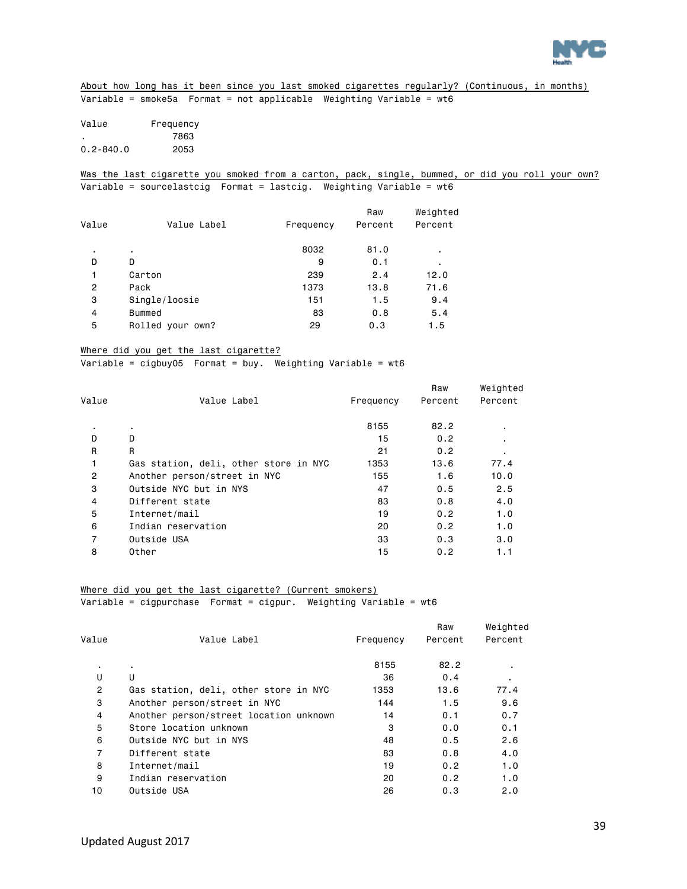About how long has it been since you last smoked cigarettes regularly? (Continuous, in months)

Variable = smoke5a Format = not applicable Weighting Variable = wt6

| Value | Frequency |
|---|---|
| . | 7863 |
| 0.2-840.0 | 2053 |

Was the last cigarette you smoked from a carton, pack, single, bummed, or did you roll your own?

Variable = sourcelastcig Format = lastcig. Weighting Variable = wt6

| Value | Value Label | Frequency | Raw Percent | Weighted Percent |
|---|---|---|---|---|
| . | . | 8032 | 81.0 | . |
| D | D | 9 | 0.1 | . |
| 1 | Carton | 239 | 2.4 | 12.0 |
| 2 | Pack | 1373 | 13.8 | 71.6 |
| 3 | Single/loosie | 151 | 1.5 | 9.4 |
| 4 | Bummed | 83 | 0.8 | 5.4 |
| 5 | Rolled your own? | 29 | 0.3 | 1.5 |

Where did you get the last cigarette?

Variable = cigbuy05 Format = buy. Weighting Variable = wt6

| Value | Value Label | Frequency | Raw Percent | Weighted Percent |
|---|---|---|---|---|
| . | . | 8155 | 82.2 | . |
| D | D | 15 | 0.2 | . |
| R | R | 21 | 0.2 | . |
| 1 | Gas station, deli, other store in NYC | 1353 | 13.6 | 77.4 |
| 2 | Another person/street in NYC | 155 | 1.6 | 10.0 |
| 3 | Outside NYC but in NYS | 47 | 0.5 | 2.5 |
| 4 | Different state | 83 | 0.8 | 4.0 |
| 5 | Internet/mail | 19 | 0.2 | 1.0 |
| 6 | Indian reservation | 20 | 0.2 | 1.0 |
| 7 | Outside USA | 33 | 0.3 | 3.0 |
| 8 | Other | 15 | 0.2 | 1.1 |

Where did you get the last cigarette? (Current smokers)

Variable = cigpurchase Format = cigpur. Weighting Variable = wt6

| Value | Value Label | Frequency | Raw Percent | Weighted Percent |
|---|---|---|---|---|
| . | . | 8155 | 82.2 | . |
| U | U | 36 | 0.4 | . |
| 2 | Gas station, deli, other store in NYC | 1353 | 13.6 | 77.4 |
| 3 | Another person/street in NYC | 144 | 1.5 | 9.6 |
| 4 | Another person/street location unknown | 14 | 0.1 | 0.7 |
| 5 | Store location unknown | 3 | 0.0 | 0.1 |
| 6 | Outside NYC but in NYS | 48 | 0.5 | 2.6 |
| 7 | Different state | 83 | 0.8 | 4.0 |
| 8 | Internet/mail | 19 | 0.2 | 1.0 |
| 9 | Indian reservation | 20 | 0.2 | 1.0 |
| 10 | Outside USA | 26 | 0.3 | 2.0 |

Updated August 2017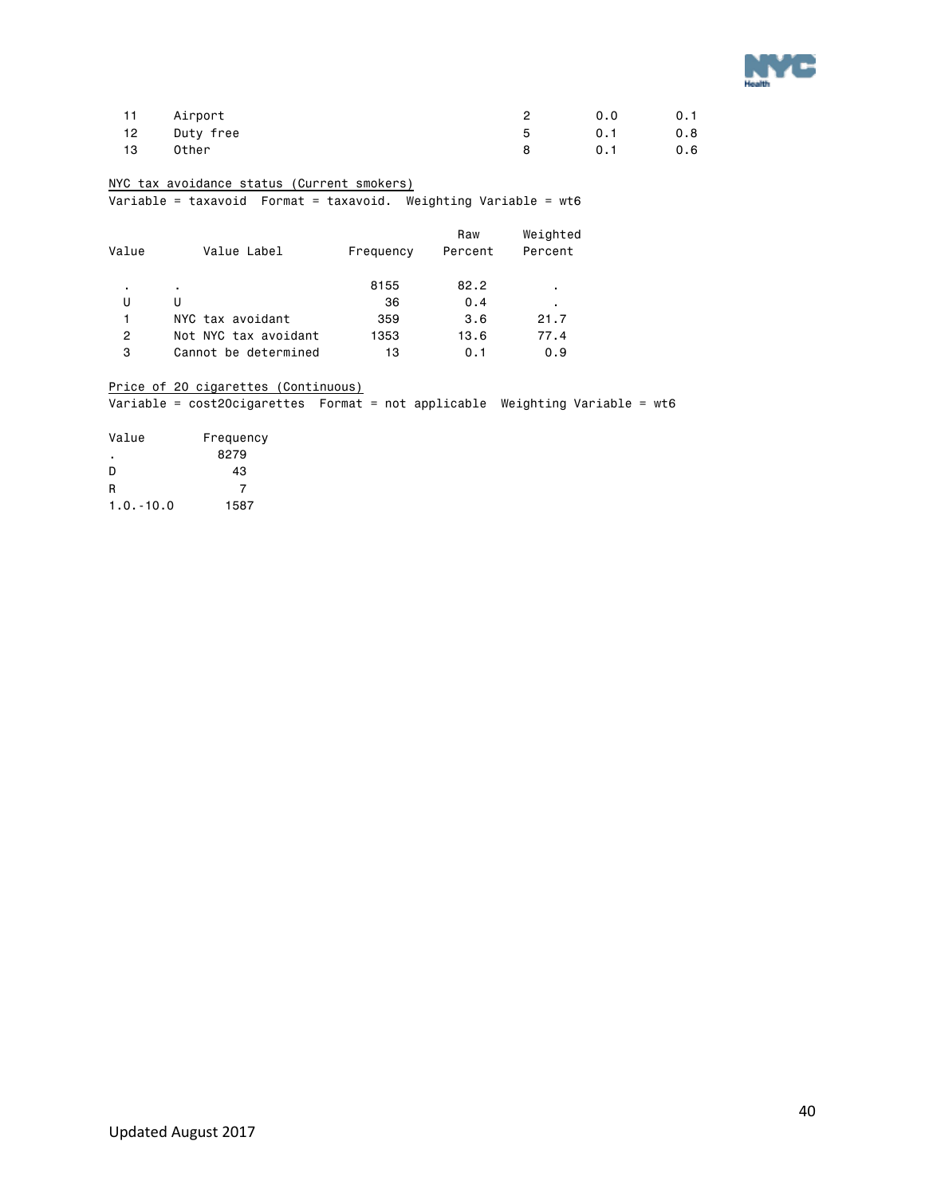| | | | | |
|---|---|---|---|---|
| 11 | Airport | 2 | 0.0 | 0.1 |
| 12 | Duty free | 5 | 0.1 | 0.8 |
| 13 | Other | 8 | 0.1 | 0.6 |

NYC tax avoidance status (Current smokers)
Variable = taxavoid  Format = taxavoid.  Weighting Variable = wt6

| Value | Value Label | Frequency | Raw Percent | Weighted Percent |
|---|---|---|---|---|
| . | . | 8155 | 82.2 | . |
| U | U | 36 | 0.4 | . |
| 1 | NYC tax avoidant | 359 | 3.6 | 21.7 |
| 2 | Not NYC tax avoidant | 1353 | 13.6 | 77.4 |
| 3 | Cannot be determined | 13 | 0.1 | 0.9 |

Price of 20 cigarettes (Continuous)
Variable = cost20cigarettes  Format = not applicable  Weighting Variable = wt6

| Value | Frequency |
|---|---|
| . | 8279 |
| D | 43 |
| R | 7 |
| 1.0.-10.0 | 1587 |

Updated August 2017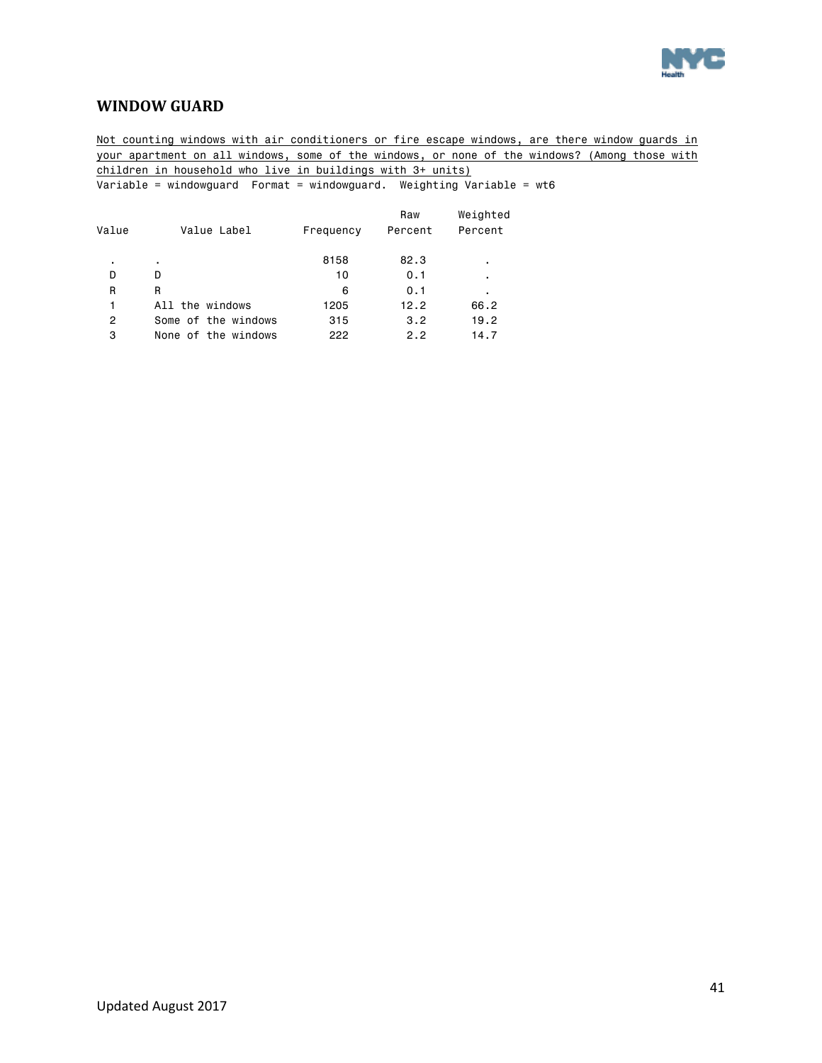## WINDOW GUARD

Not counting windows with air conditioners or fire escape windows, are there window guards in your apartment on all windows, some of the windows, or none of the windows? (Among those with children in household who live in buildings with 3+ units)

Variable = windowguard  Format = windowguard.  Weighting Variable = wt6

| Value | Value Label | Frequency | Raw Percent | Weighted Percent |
|---|---|---|---|---|
| . | . | 8158 | 82.3 | . |
| D | D | 10 | 0.1 | . |
| R | R | 6 | 0.1 | . |
| 1 | All the windows | 1205 | 12.2 | 66.2 |
| 2 | Some of the windows | 315 | 3.2 | 19.2 |
| 3 | None of the windows | 222 | 2.2 | 14.7 |

Updated August 2017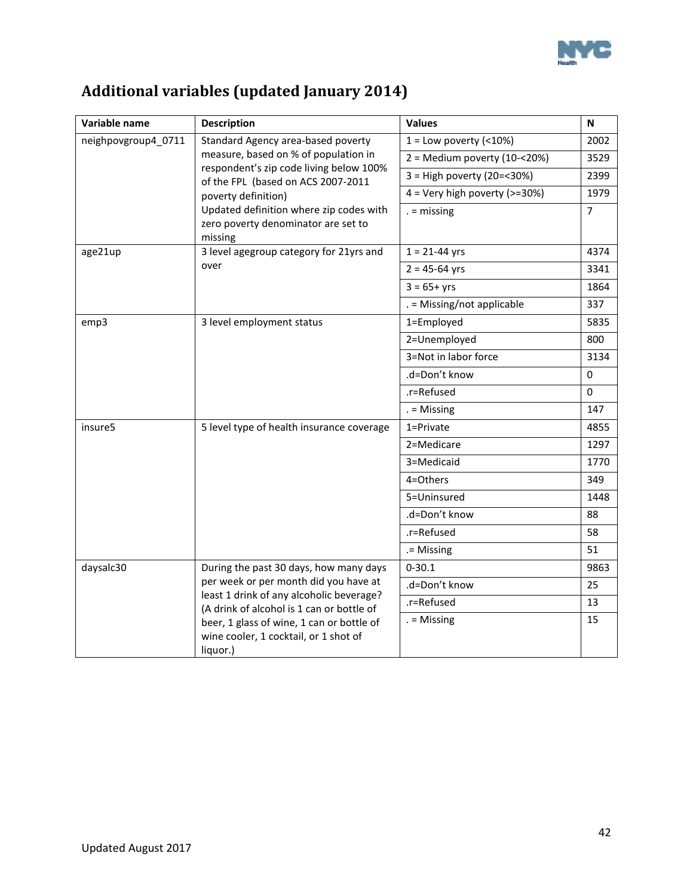## Additional variables (updated January 2014)

| Variable name | Description | Values | N |
|---|---|---|---|
| neighpovgroup4_0711 | Standard Agency area-based poverty measure, based on % of population in respondent's zip code living below 100% of the FPL (based on ACS 2007-2011 poverty definition) Updated definition where zip codes with zero poverty denominator are set to missing | 1 = Low poverty (<10%) | 2002 |
| | | 2 = Medium poverty (10-<20%) | 3529 |
| | | 3 = High poverty (20=<30%) | 2399 |
| | | 4 = Very high poverty (>=30%) | 1979 |
| | | . = missing | 7 |
| age21up | 3 level agegroup category for 21yrs and over | 1 = 21-44 yrs | 4374 |
| | | 2 = 45-64 yrs | 3341 |
| | | 3 = 65+ yrs | 1864 |
| | | . = Missing/not applicable | 337 |
| emp3 | 3 level employment status | 1=Employed | 5835 |
| | | 2=Unemployed | 800 |
| | | 3=Not in labor force | 3134 |
| | | .d=Don't know | 0 |
| | | .r=Refused | 0 |
| | | . = Missing | 147 |
| insure5 | 5 level type of health insurance coverage | 1=Private | 4855 |
| | | 2=Medicare | 1297 |
| | | 3=Medicaid | 1770 |
| | | 4=Others | 349 |
| | | 5=Uninsured | 1448 |
| | | .d=Don't know | 88 |
| | | .r=Refused | 58 |
| | | .= Missing | 51 |
| daysalc30 | During the past 30 days, how many days per week or per month did you have at least 1 drink of any alcoholic beverage? (A drink of alcohol is 1 can or bottle of beer, 1 glass of wine, 1 can or bottle of wine cooler, 1 cocktail, or 1 shot of liquor.) | 0-30.1 | 9863 |
| | | .d=Don't know | 25 |
| | | .r=Refused | 13 |
| | | . = Missing | 15 |

Updated August 2017